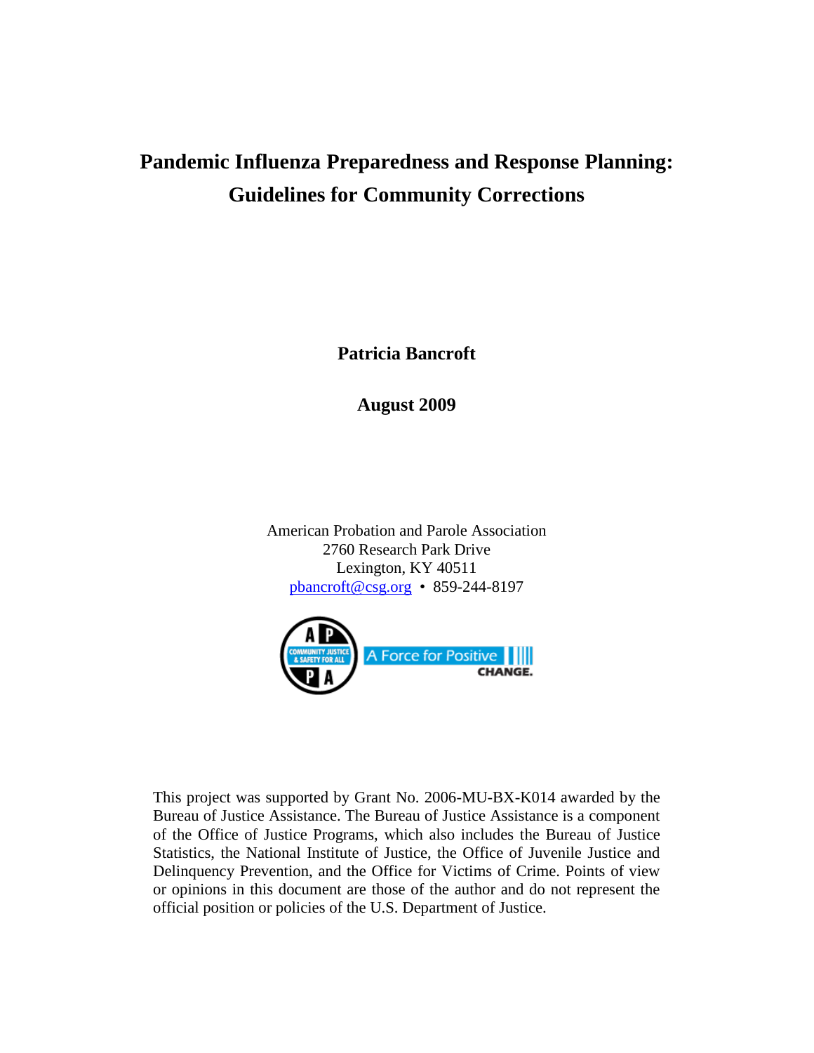# Pandemic Influenza Preparedness and Response Planning: Guidelines for Community Corrections

**Patricia Bancroft**

**August 2009**

American Probation and Parole Association
2760 Research Park Drive
Lexington, KY 40511
pbancroft@csg.org • 859-244-8197

This project was supported by Grant No. 2006-MU-BX-K014 awarded by the Bureau of Justice Assistance. The Bureau of Justice Assistance is a component of the Office of Justice Programs, which also includes the Bureau of Justice Statistics, the National Institute of Justice, the Office of Juvenile Justice and Delinquency Prevention, and the Office for Victims of Crime. Points of view or opinions in this document are those of the author and do not represent the official position or policies of the U.S. Department of Justice.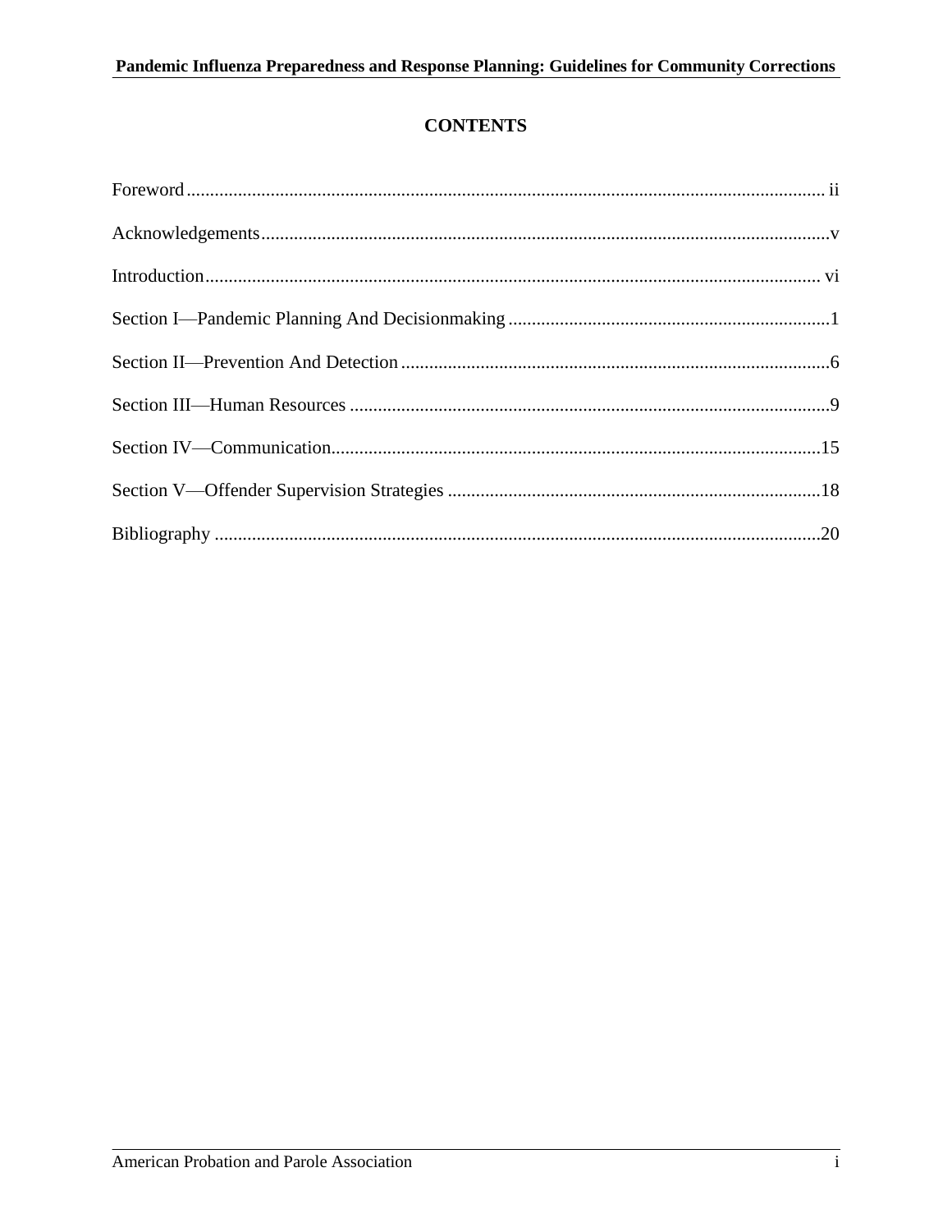# CONTENTS

Foreword ........................................................................ ii

Acknowledgements ........................................................................ v

Introduction ........................................................................ vi

Section I—Pandemic Planning And Decisionmaking ........................................................................ 1

Section II—Prevention And Detection ........................................................................ 6

Section III—Human Resources ........................................................................ 9

Section IV—Communication ........................................................................ 15

Section V—Offender Supervision Strategies ........................................................................ 18

Bibliography ........................................................................ 20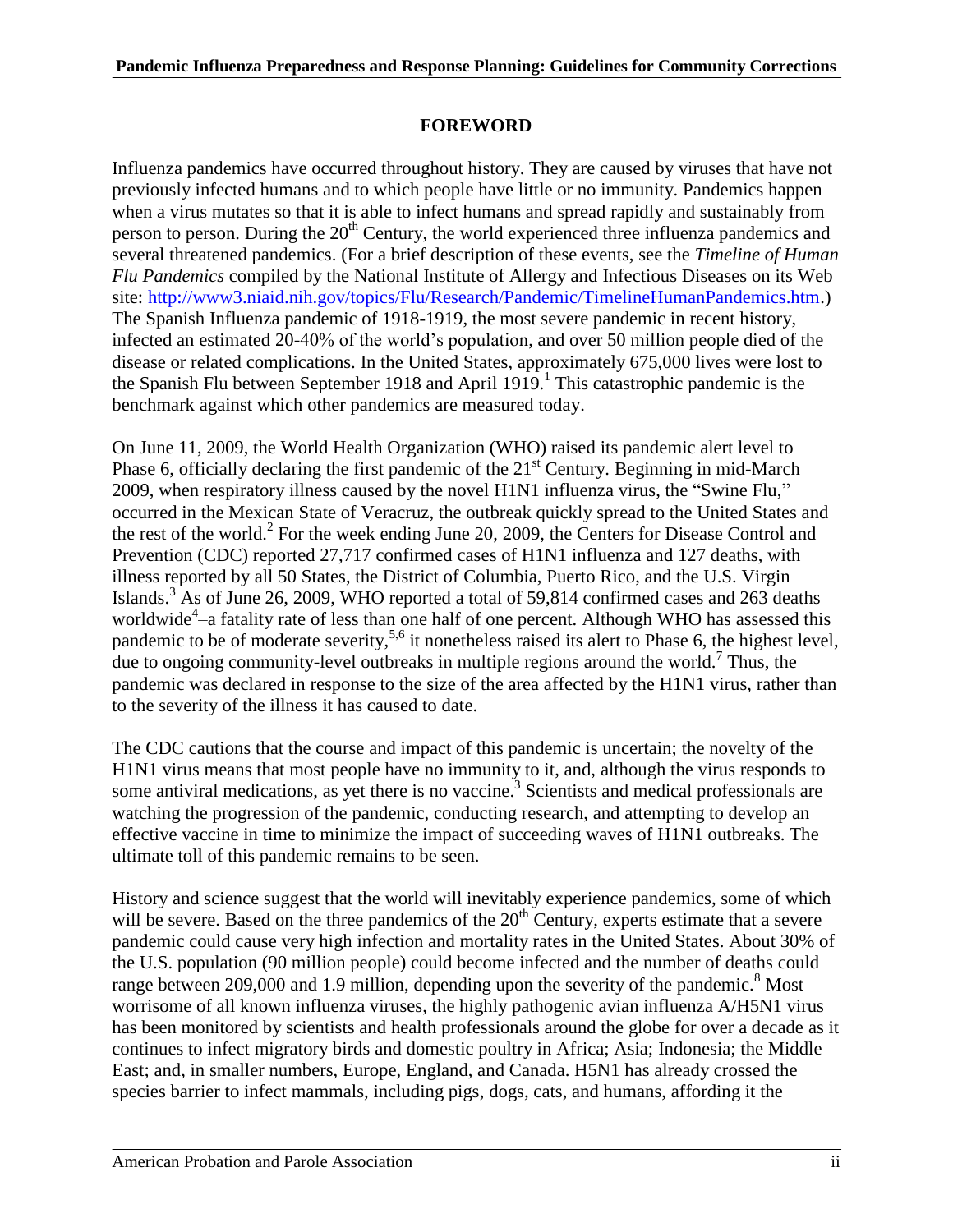## FOREWORD

Influenza pandemics have occurred throughout history. They are caused by viruses that have not previously infected humans and to which people have little or no immunity. Pandemics happen when a virus mutates so that it is able to infect humans and spread rapidly and sustainably from person to person. During the 20th Century, the world experienced three influenza pandemics and several threatened pandemics. (For a brief description of these events, see the *Timeline of Human Flu Pandemics* compiled by the National Institute of Allergy and Infectious Diseases on its Web site: http://www3.niaid.nih.gov/topics/Flu/Research/Pandemic/TimelineHumanPandemics.htm.) The Spanish Influenza pandemic of 1918-1919, the most severe pandemic in recent history, infected an estimated 20-40% of the world's population, and over 50 million people died of the disease or related complications. In the United States, approximately 675,000 lives were lost to the Spanish Flu between September 1918 and April 1919.[1] This catastrophic pandemic is the benchmark against which other pandemics are measured today.

On June 11, 2009, the World Health Organization (WHO) raised its pandemic alert level to Phase 6, officially declaring the first pandemic of the 21st Century. Beginning in mid-March 2009, when respiratory illness caused by the novel H1N1 influenza virus, the "Swine Flu," occurred in the Mexican State of Veracruz, the outbreak quickly spread to the United States and the rest of the world.[2] For the week ending June 20, 2009, the Centers for Disease Control and Prevention (CDC) reported 27,717 confirmed cases of H1N1 influenza and 127 deaths, with illness reported by all 50 States, the District of Columbia, Puerto Rico, and the U.S. Virgin Islands.[3] As of June 26, 2009, WHO reported a total of 59,814 confirmed cases and 263 deaths worldwide[4]–a fatality rate of less than one half of one percent. Although WHO has assessed this pandemic to be of moderate severity,[5,6] it nonetheless raised its alert to Phase 6, the highest level, due to ongoing community-level outbreaks in multiple regions around the world.[7] Thus, the pandemic was declared in response to the size of the area affected by the H1N1 virus, rather than to the severity of the illness it has caused to date.

The CDC cautions that the course and impact of this pandemic is uncertain; the novelty of the H1N1 virus means that most people have no immunity to it, and, although the virus responds to some antiviral medications, as yet there is no vaccine.[3] Scientists and medical professionals are watching the progression of the pandemic, conducting research, and attempting to develop an effective vaccine in time to minimize the impact of succeeding waves of H1N1 outbreaks. The ultimate toll of this pandemic remains to be seen.

History and science suggest that the world will inevitably experience pandemics, some of which will be severe. Based on the three pandemics of the 20th Century, experts estimate that a severe pandemic could cause very high infection and mortality rates in the United States. About 30% of the U.S. population (90 million people) could become infected and the number of deaths could range between 209,000 and 1.9 million, depending upon the severity of the pandemic.[8] Most worrisome of all known influenza viruses, the highly pathogenic avian influenza A/H5N1 virus has been monitored by scientists and health professionals around the globe for over a decade as it continues to infect migratory birds and domestic poultry in Africa; Asia; Indonesia; the Middle East; and, in smaller numbers, Europe, England, and Canada. H5N1 has already crossed the species barrier to infect mammals, including pigs, dogs, cats, and humans, affording it the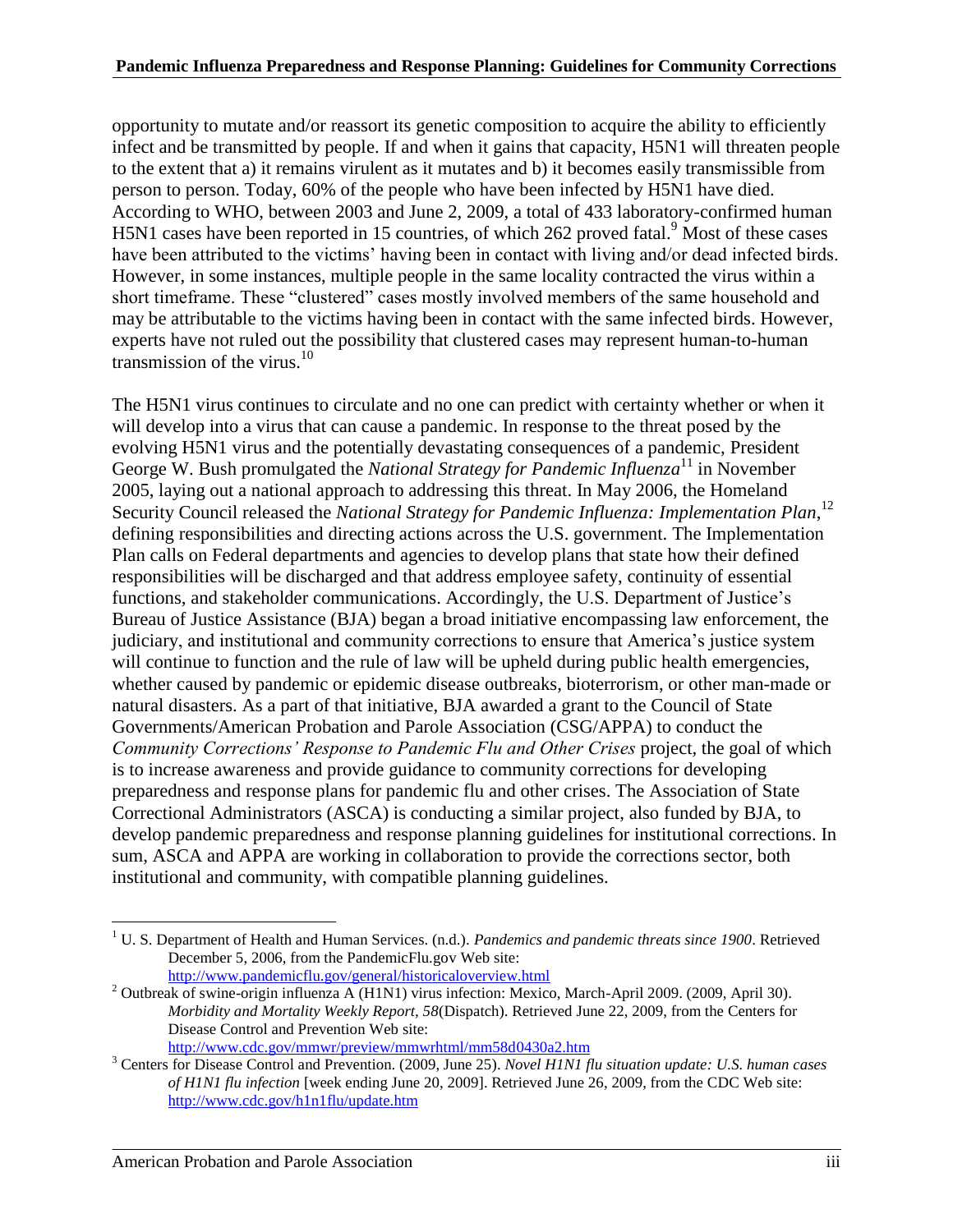opportunity to mutate and/or reassort its genetic composition to acquire the ability to efficiently infect and be transmitted by people. If and when it gains that capacity, H5N1 will threaten people to the extent that a) it remains virulent as it mutates and b) it becomes easily transmissible from person to person. Today, 60% of the people who have been infected by H5N1 have died. According to WHO, between 2003 and June 2, 2009, a total of 433 laboratory-confirmed human H5N1 cases have been reported in 15 countries, of which 262 proved fatal.[9] Most of these cases have been attributed to the victims' having been in contact with living and/or dead infected birds. However, in some instances, multiple people in the same locality contracted the virus within a short timeframe. These "clustered" cases mostly involved members of the same household and may be attributable to the victims having been in contact with the same infected birds. However, experts have not ruled out the possibility that clustered cases may represent human-to-human transmission of the virus.[10]

The H5N1 virus continues to circulate and no one can predict with certainty whether or when it will develop into a virus that can cause a pandemic. In response to the threat posed by the evolving H5N1 virus and the potentially devastating consequences of a pandemic, President George W. Bush promulgated the *National Strategy for Pandemic Influenza*[11] in November 2005, laying out a national approach to addressing this threat. In May 2006, the Homeland Security Council released the *National Strategy for Pandemic Influenza: Implementation Plan*,[12] defining responsibilities and directing actions across the U.S. government. The Implementation Plan calls on Federal departments and agencies to develop plans that state how their defined responsibilities will be discharged and that address employee safety, continuity of essential functions, and stakeholder communications. Accordingly, the U.S. Department of Justice's Bureau of Justice Assistance (BJA) began a broad initiative encompassing law enforcement, the judiciary, and institutional and community corrections to ensure that America's justice system will continue to function and the rule of law will be upheld during public health emergencies, whether caused by pandemic or epidemic disease outbreaks, bioterrorism, or other man-made or natural disasters. As a part of that initiative, BJA awarded a grant to the Council of State Governments/American Probation and Parole Association (CSG/APPA) to conduct the *Community Corrections' Response to Pandemic Flu and Other Crises* project, the goal of which is to increase awareness and provide guidance to community corrections for developing preparedness and response plans for pandemic flu and other crises. The Association of State Correctional Administrators (ASCA) is conducting a similar project, also funded by BJA, to develop pandemic preparedness and response planning guidelines for institutional corrections. In sum, ASCA and APPA are working in collaboration to provide the corrections sector, both institutional and community, with compatible planning guidelines.

---

[1] U. S. Department of Health and Human Services. (n.d.). *Pandemics and pandemic threats since 1900*. Retrieved December 5, 2006, from the PandemicFlu.gov Web site: http://www.pandemicflu.gov/general/historicaloverview.html

[2] Outbreak of swine-origin influenza A (H1N1) virus infection: Mexico, March-April 2009. (2009, April 30). *Morbidity and Mortality Weekly Report, 58*(Dispatch). Retrieved June 22, 2009, from the Centers for Disease Control and Prevention Web site: http://www.cdc.gov/mmwr/preview/mmwrhtml/mm58d0430a2.htm

[3] Centers for Disease Control and Prevention. (2009, June 25). *Novel H1N1 flu situation update: U.S. human cases of H1N1 flu infection* [week ending June 20, 2009]. Retrieved June 26, 2009, from the CDC Web site: http://www.cdc.gov/h1n1flu/update.htm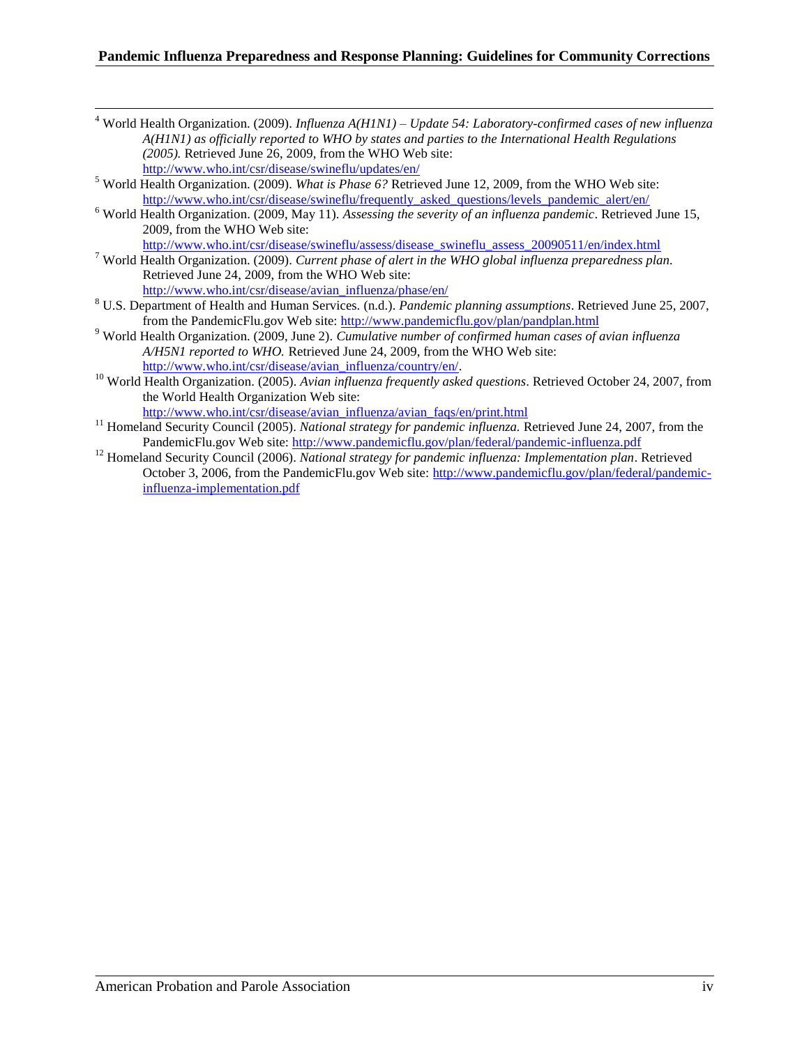[4] World Health Organization. (2009). *Influenza A(H1N1) – Update 54: Laboratory-confirmed cases of new influenza A(H1N1) as officially reported to WHO by states and parties to the International Health Regulations (2005).* Retrieved June 26, 2009, from the WHO Web site: http://www.who.int/csr/disease/swineflu/updates/en/

[5] World Health Organization. (2009). *What is Phase 6?* Retrieved June 12, 2009, from the WHO Web site: http://www.who.int/csr/disease/swineflu/frequently_asked_questions/levels_pandemic_alert/en/

[6] World Health Organization. (2009, May 11). *Assessing the severity of an influenza pandemic*. Retrieved June 15, 2009, from the WHO Web site: http://www.who.int/csr/disease/swineflu/assess/disease_swineflu_assess_20090511/en/index.html

[7] World Health Organization. (2009). *Current phase of alert in the WHO global influenza preparedness plan.* Retrieved June 24, 2009, from the WHO Web site: http://www.who.int/csr/disease/avian_influenza/phase/en/

[8] U.S. Department of Health and Human Services. (n.d.). *Pandemic planning assumptions*. Retrieved June 25, 2007, from the PandemicFlu.gov Web site: http://www.pandemicflu.gov/plan/pandplan.html

[9] World Health Organization. (2009, June 2). *Cumulative number of confirmed human cases of avian influenza A/H5N1 reported to WHO.* Retrieved June 24, 2009, from the WHO Web site: http://www.who.int/csr/disease/avian_influenza/country/en/.

[10] World Health Organization. (2005). *Avian influenza frequently asked questions*. Retrieved October 24, 2007, from the World Health Organization Web site: http://www.who.int/csr/disease/avian_influenza/avian_faqs/en/print.html

[11] Homeland Security Council (2005). *National strategy for pandemic influenza.* Retrieved June 24, 2007, from the PandemicFlu.gov Web site: http://www.pandemicflu.gov/plan/federal/pandemic-influenza.pdf

[12] Homeland Security Council (2006). *National strategy for pandemic influenza: Implementation plan*. Retrieved October 3, 2006, from the PandemicFlu.gov Web site: http://www.pandemicflu.gov/plan/federal/pandemic-influenza-implementation.pdf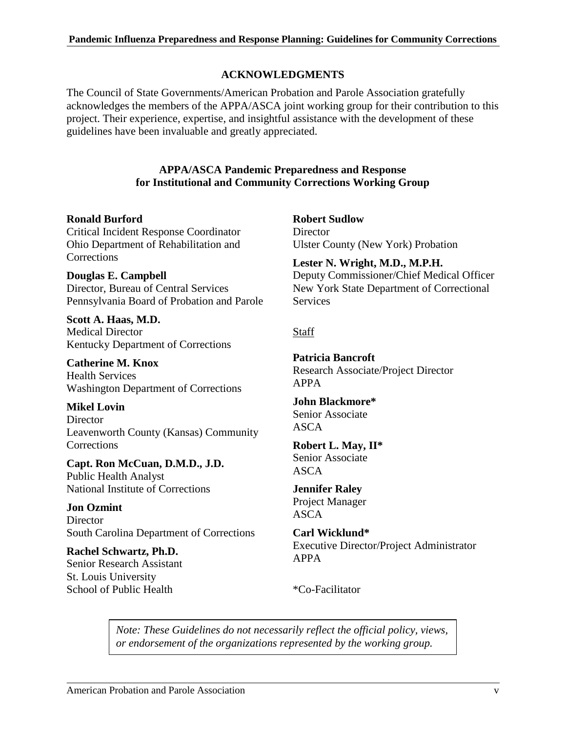## ACKNOWLEDGMENTS

The Council of State Governments/American Probation and Parole Association gratefully acknowledges the members of the APPA/ASCA joint working group for their contribution to this project. Their experience, expertise, and insightful assistance with the development of these guidelines have been invaluable and greatly appreciated.

### APPA/ASCA Pandemic Preparedness and Response for Institutional and Community Corrections Working Group

**Ronald Burford**
Critical Incident Response Coordinator
Ohio Department of Rehabilitation and Corrections

**Douglas E. Campbell**
Director, Bureau of Central Services
Pennsylvania Board of Probation and Parole

**Scott A. Haas, M.D.**
Medical Director
Kentucky Department of Corrections

**Catherine M. Knox**
Health Services
Washington Department of Corrections

**Mikel Lovin**
Director
Leavenworth County (Kansas) Community Corrections

**Capt. Ron McCuan, D.M.D., J.D.**
Public Health Analyst
National Institute of Corrections

**Jon Ozmint**
Director
South Carolina Department of Corrections

**Rachel Schwartz, Ph.D.**
Senior Research Assistant
St. Louis University
School of Public Health

**Robert Sudlow**
Director
Ulster County (New York) Probation

**Lester N. Wright, M.D., M.P.H.**
Deputy Commissioner/Chief Medical Officer
New York State Department of Correctional Services

Staff

**Patricia Bancroft**
Research Associate/Project Director
APPA

**John Blackmore***
Senior Associate
ASCA

**Robert L. May, II***
Senior Associate
ASCA

**Jennifer Raley**
Project Manager
ASCA

**Carl Wicklund***
Executive Director/Project Administrator
APPA

*Co-Facilitator

*Note: These Guidelines do not necessarily reflect the official policy, views, or endorsement of the organizations represented by the working group.*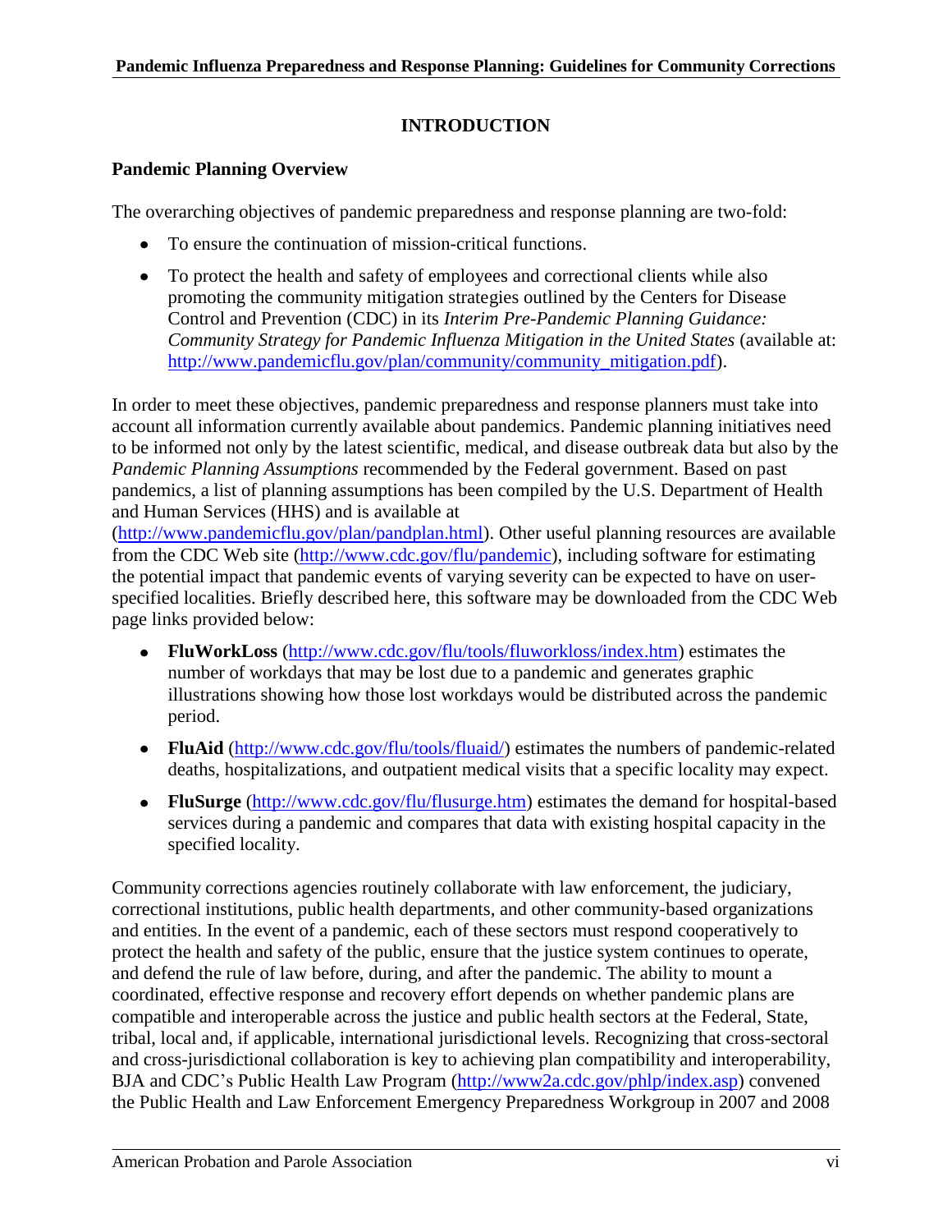# INTRODUCTION

## Pandemic Planning Overview

The overarching objectives of pandemic preparedness and response planning are two-fold:

- To ensure the continuation of mission-critical functions.
- To protect the health and safety of employees and correctional clients while also promoting the community mitigation strategies outlined by the Centers for Disease Control and Prevention (CDC) in its *Interim Pre-Pandemic Planning Guidance: Community Strategy for Pandemic Influenza Mitigation in the United States* (available at: http://www.pandemicflu.gov/plan/community/community_mitigation.pdf).

In order to meet these objectives, pandemic preparedness and response planners must take into account all information currently available about pandemics. Pandemic planning initiatives need to be informed not only by the latest scientific, medical, and disease outbreak data but also by the *Pandemic Planning Assumptions* recommended by the Federal government. Based on past pandemics, a list of planning assumptions has been compiled by the U.S. Department of Health and Human Services (HHS) and is available at (http://www.pandemicflu.gov/plan/pandplan.html). Other useful planning resources are available from the CDC Web site (http://www.cdc.gov/flu/pandemic), including software for estimating the potential impact that pandemic events of varying severity can be expected to have on user-specified localities. Briefly described here, this software may be downloaded from the CDC Web page links provided below:

- **FluWorkLoss** (http://www.cdc.gov/flu/tools/fluworkloss/index.htm) estimates the number of workdays that may be lost due to a pandemic and generates graphic illustrations showing how those lost workdays would be distributed across the pandemic period.
- **FluAid** (http://www.cdc.gov/flu/tools/fluaid/) estimates the numbers of pandemic-related deaths, hospitalizations, and outpatient medical visits that a specific locality may expect.
- **FluSurge** (http://www.cdc.gov/flu/flusurge.htm) estimates the demand for hospital-based services during a pandemic and compares that data with existing hospital capacity in the specified locality.

Community corrections agencies routinely collaborate with law enforcement, the judiciary, correctional institutions, public health departments, and other community-based organizations and entities. In the event of a pandemic, each of these sectors must respond cooperatively to protect the health and safety of the public, ensure that the justice system continues to operate, and defend the rule of law before, during, and after the pandemic. The ability to mount a coordinated, effective response and recovery effort depends on whether pandemic plans are compatible and interoperable across the justice and public health sectors at the Federal, State, tribal, local and, if applicable, international jurisdictional levels. Recognizing that cross-sectoral and cross-jurisdictional collaboration is key to achieving plan compatibility and interoperability, BJA and CDC's Public Health Law Program (http://www2a.cdc.gov/phlp/index.asp) convened the Public Health and Law Enforcement Emergency Preparedness Workgroup in 2007 and 2008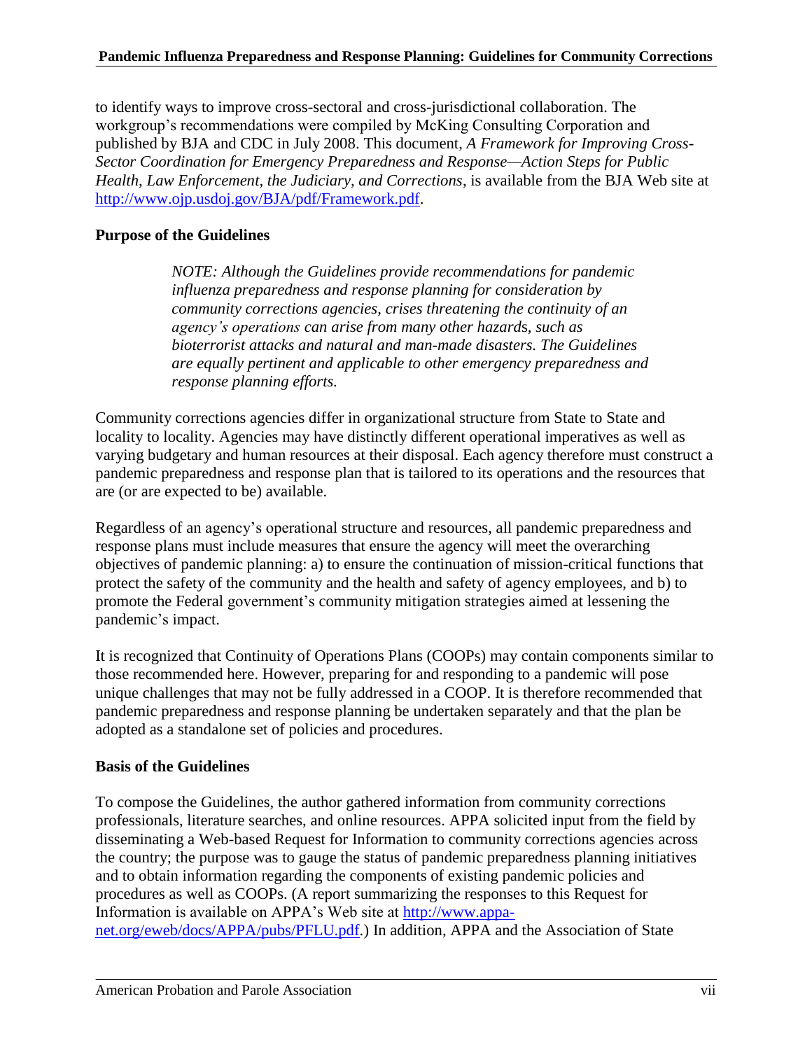to identify ways to improve cross-sectoral and cross-jurisdictional collaboration. The workgroup's recommendations were compiled by McKing Consulting Corporation and published by BJA and CDC in July 2008. This document, *A Framework for Improving Cross-Sector Coordination for Emergency Preparedness and Response—Action Steps for Public Health, Law Enforcement, the Judiciary, and Corrections*, is available from the BJA Web site at http://www.ojp.usdoj.gov/BJA/pdf/Framework.pdf.

## Purpose of the Guidelines

> *NOTE: Although the Guidelines provide recommendations for pandemic influenza preparedness and response planning for consideration by community corrections agencies, crises threatening the continuity of an agency's operations can arise from many other hazards, such as bioterrorist attacks and natural and man-made disasters. The Guidelines are equally pertinent and applicable to other emergency preparedness and response planning efforts.*

Community corrections agencies differ in organizational structure from State to State and locality to locality. Agencies may have distinctly different operational imperatives as well as varying budgetary and human resources at their disposal. Each agency therefore must construct a pandemic preparedness and response plan that is tailored to its operations and the resources that are (or are expected to be) available.

Regardless of an agency's operational structure and resources, all pandemic preparedness and response plans must include measures that ensure the agency will meet the overarching objectives of pandemic planning: a) to ensure the continuation of mission-critical functions that protect the safety of the community and the health and safety of agency employees, and b) to promote the Federal government's community mitigation strategies aimed at lessening the pandemic's impact.

It is recognized that Continuity of Operations Plans (COOPs) may contain components similar to those recommended here. However, preparing for and responding to a pandemic will pose unique challenges that may not be fully addressed in a COOP. It is therefore recommended that pandemic preparedness and response planning be undertaken separately and that the plan be adopted as a standalone set of policies and procedures.

## Basis of the Guidelines

To compose the Guidelines, the author gathered information from community corrections professionals, literature searches, and online resources. APPA solicited input from the field by disseminating a Web-based Request for Information to community corrections agencies across the country; the purpose was to gauge the status of pandemic preparedness planning initiatives and to obtain information regarding the components of existing pandemic policies and procedures as well as COOPs. (A report summarizing the responses to this Request for Information is available on APPA's Web site at http://www.appa-net.org/eweb/docs/APPA/pubs/PFLU.pdf.) In addition, APPA and the Association of State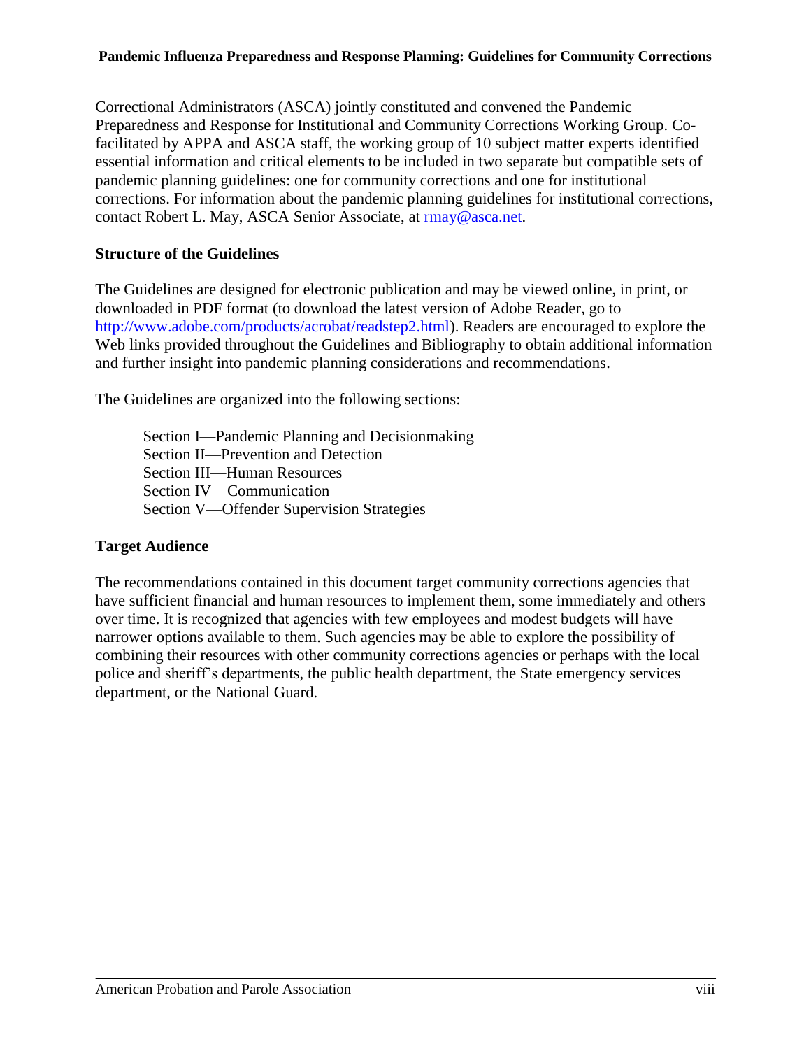Correctional Administrators (ASCA) jointly constituted and convened the Pandemic Preparedness and Response for Institutional and Community Corrections Working Group. Co-facilitated by APPA and ASCA staff, the working group of 10 subject matter experts identified essential information and critical elements to be included in two separate but compatible sets of pandemic planning guidelines: one for community corrections and one for institutional corrections. For information about the pandemic planning guidelines for institutional corrections, contact Robert L. May, ASCA Senior Associate, at rmay@asca.net.

**Structure of the Guidelines**

The Guidelines are designed for electronic publication and may be viewed online, in print, or downloaded in PDF format (to download the latest version of Adobe Reader, go to http://www.adobe.com/products/acrobat/readstep2.html). Readers are encouraged to explore the Web links provided throughout the Guidelines and Bibliography to obtain additional information and further insight into pandemic planning considerations and recommendations.

The Guidelines are organized into the following sections:

Section I—Pandemic Planning and Decisionmaking  
Section II—Prevention and Detection  
Section III—Human Resources  
Section IV—Communication  
Section V—Offender Supervision Strategies

**Target Audience**

The recommendations contained in this document target community corrections agencies that have sufficient financial and human resources to implement them, some immediately and others over time. It is recognized that agencies with few employees and modest budgets will have narrower options available to them. Such agencies may be able to explore the possibility of combining their resources with other community corrections agencies or perhaps with the local police and sheriff's departments, the public health department, the State emergency services department, or the National Guard.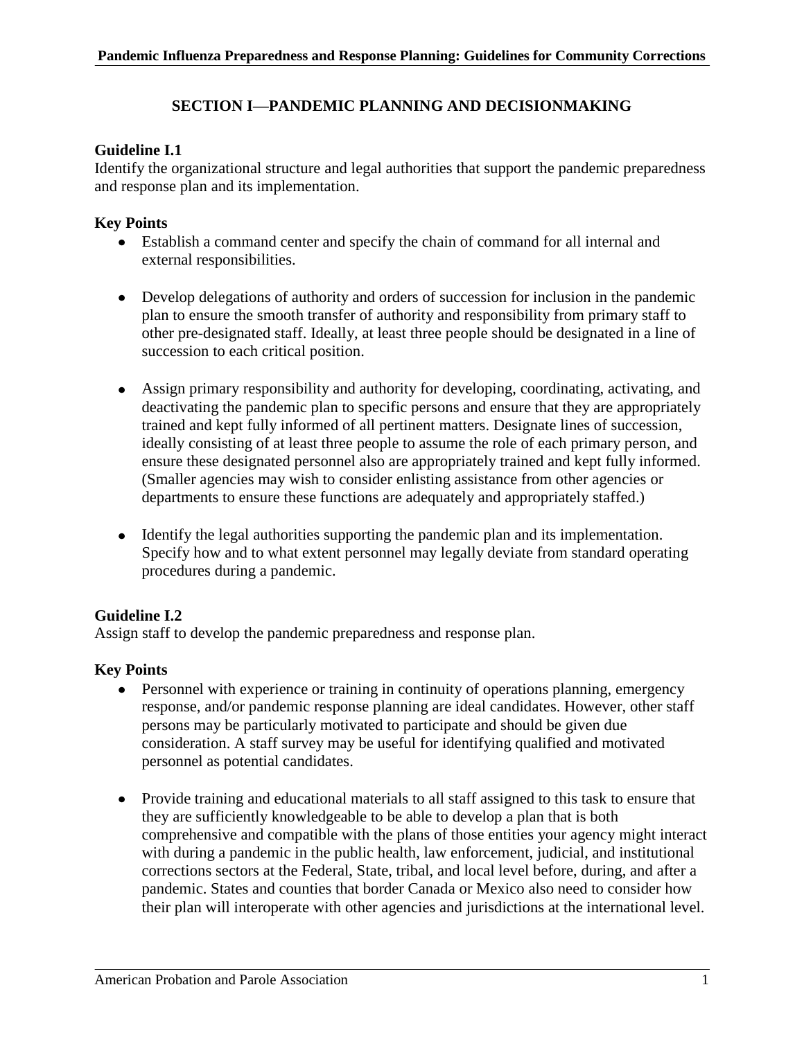## SECTION I—PANDEMIC PLANNING AND DECISIONMAKING

**Guideline I.1**
Identify the organizational structure and legal authorities that support the pandemic preparedness and response plan and its implementation.

**Key Points**

- Establish a command center and specify the chain of command for all internal and external responsibilities.

- Develop delegations of authority and orders of succession for inclusion in the pandemic plan to ensure the smooth transfer of authority and responsibility from primary staff to other pre-designated staff. Ideally, at least three people should be designated in a line of succession to each critical position.

- Assign primary responsibility and authority for developing, coordinating, activating, and deactivating the pandemic plan to specific persons and ensure that they are appropriately trained and kept fully informed of all pertinent matters. Designate lines of succession, ideally consisting of at least three people to assume the role of each primary person, and ensure these designated personnel also are appropriately trained and kept fully informed. (Smaller agencies may wish to consider enlisting assistance from other agencies or departments to ensure these functions are adequately and appropriately staffed.)

- Identify the legal authorities supporting the pandemic plan and its implementation. Specify how and to what extent personnel may legally deviate from standard operating procedures during a pandemic.

**Guideline I.2**
Assign staff to develop the pandemic preparedness and response plan.

**Key Points**

- Personnel with experience or training in continuity of operations planning, emergency response, and/or pandemic response planning are ideal candidates. However, other staff persons may be particularly motivated to participate and should be given due consideration. A staff survey may be useful for identifying qualified and motivated personnel as potential candidates.

- Provide training and educational materials to all staff assigned to this task to ensure that they are sufficiently knowledgeable to be able to develop a plan that is both comprehensive and compatible with the plans of those entities your agency might interact with during a pandemic in the public health, law enforcement, judicial, and institutional corrections sectors at the Federal, State, tribal, and local level before, during, and after a pandemic. States and counties that border Canada or Mexico also need to consider how their plan will interoperate with other agencies and jurisdictions at the international level.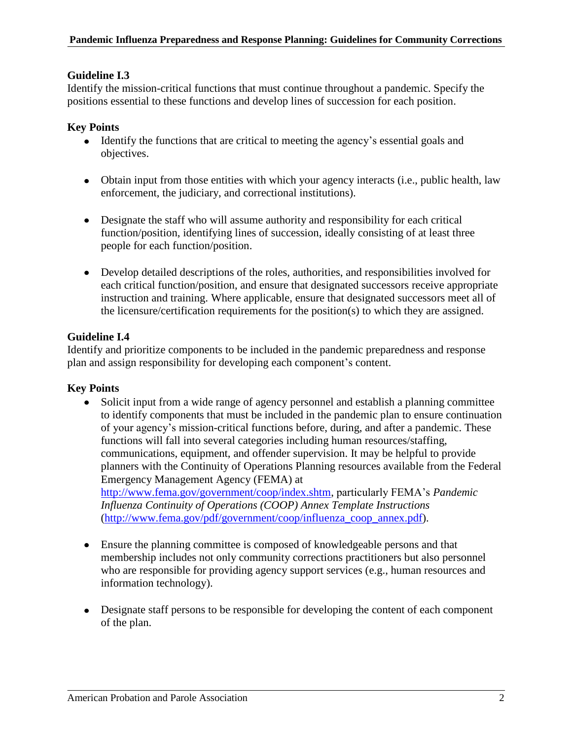### Guideline I.3

Identify the mission-critical functions that must continue throughout a pandemic. Specify the positions essential to these functions and develop lines of succession for each position.

#### Key Points

- Identify the functions that are critical to meeting the agency's essential goals and objectives.
- Obtain input from those entities with which your agency interacts (i.e., public health, law enforcement, the judiciary, and correctional institutions).
- Designate the staff who will assume authority and responsibility for each critical function/position, identifying lines of succession, ideally consisting of at least three people for each function/position.
- Develop detailed descriptions of the roles, authorities, and responsibilities involved for each critical function/position, and ensure that designated successors receive appropriate instruction and training. Where applicable, ensure that designated successors meet all of the licensure/certification requirements for the position(s) to which they are assigned.

### Guideline I.4

Identify and prioritize components to be included in the pandemic preparedness and response plan and assign responsibility for developing each component's content.

#### Key Points

- Solicit input from a wide range of agency personnel and establish a planning committee to identify components that must be included in the pandemic plan to ensure continuation of your agency's mission-critical functions before, during, and after a pandemic. These functions will fall into several categories including human resources/staffing, communications, equipment, and offender supervision. It may be helpful to provide planners with the Continuity of Operations Planning resources available from the Federal Emergency Management Agency (FEMA) at http://www.fema.gov/government/coop/index.shtm, particularly FEMA's *Pandemic Influenza Continuity of Operations (COOP) Annex Template Instructions* (http://www.fema.gov/pdf/government/coop/influenza_coop_annex.pdf).
- Ensure the planning committee is composed of knowledgeable persons and that membership includes not only community corrections practitioners but also personnel who are responsible for providing agency support services (e.g., human resources and information technology).
- Designate staff persons to be responsible for developing the content of each component of the plan.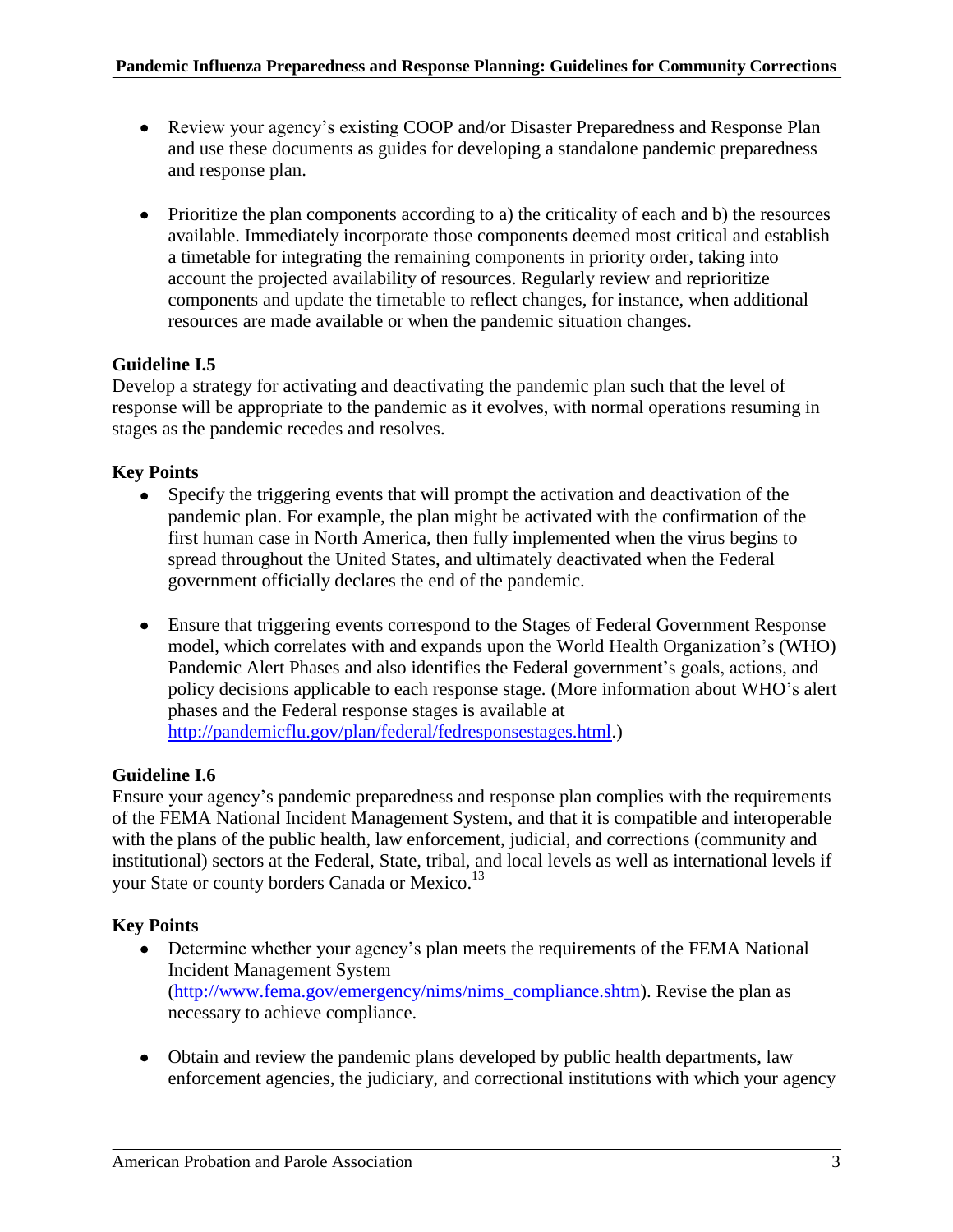- Review your agency's existing COOP and/or Disaster Preparedness and Response Plan and use these documents as guides for developing a standalone pandemic preparedness and response plan.

- Prioritize the plan components according to a) the criticality of each and b) the resources available. Immediately incorporate those components deemed most critical and establish a timetable for integrating the remaining components in priority order, taking into account the projected availability of resources. Regularly review and reprioritize components and update the timetable to reflect changes, for instance, when additional resources are made available or when the pandemic situation changes.

**Guideline I.5**

Develop a strategy for activating and deactivating the pandemic plan such that the level of response will be appropriate to the pandemic as it evolves, with normal operations resuming in stages as the pandemic recedes and resolves.

**Key Points**

- Specify the triggering events that will prompt the activation and deactivation of the pandemic plan. For example, the plan might be activated with the confirmation of the first human case in North America, then fully implemented when the virus begins to spread throughout the United States, and ultimately deactivated when the Federal government officially declares the end of the pandemic.

- Ensure that triggering events correspond to the Stages of Federal Government Response model, which correlates with and expands upon the World Health Organization's (WHO) Pandemic Alert Phases and also identifies the Federal government's goals, actions, and policy decisions applicable to each response stage. (More information about WHO's alert phases and the Federal response stages is available at http://pandemicflu.gov/plan/federal/fedresponsestages.html.)

**Guideline I.6**

Ensure your agency's pandemic preparedness and response plan complies with the requirements of the FEMA National Incident Management System, and that it is compatible and interoperable with the plans of the public health, law enforcement, judicial, and corrections (community and institutional) sectors at the Federal, State, tribal, and local levels as well as international levels if your State or county borders Canada or Mexico.[13]

**Key Points**

- Determine whether your agency's plan meets the requirements of the FEMA National Incident Management System (http://www.fema.gov/emergency/nims/nims_compliance.shtm). Revise the plan as necessary to achieve compliance.

- Obtain and review the pandemic plans developed by public health departments, law enforcement agencies, the judiciary, and correctional institutions with which your agency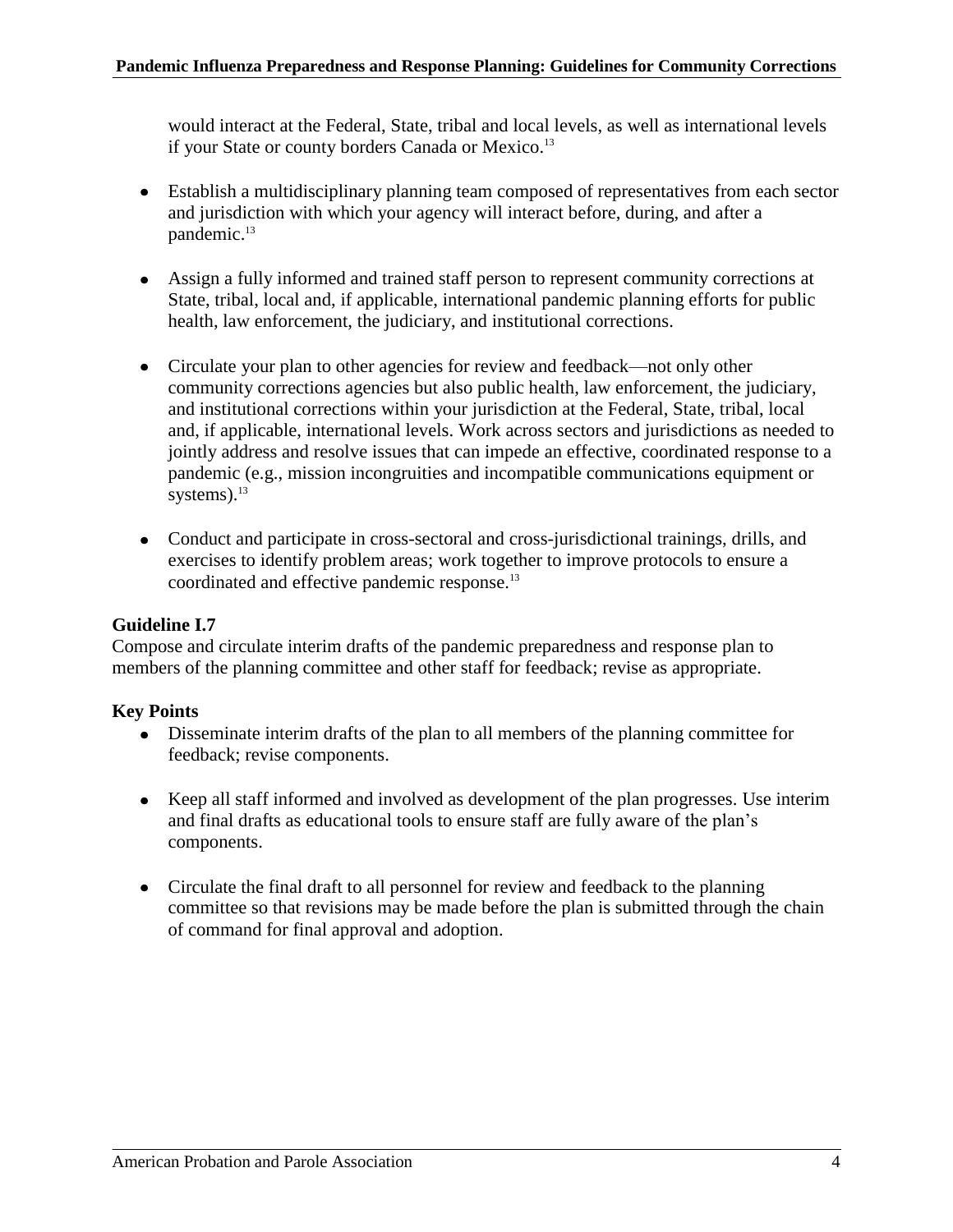would interact at the Federal, State, tribal and local levels, as well as international levels if your State or county borders Canada or Mexico.[13]

- Establish a multidisciplinary planning team composed of representatives from each sector and jurisdiction with which your agency will interact before, during, and after a pandemic.[13]

- Assign a fully informed and trained staff person to represent community corrections at State, tribal, local and, if applicable, international pandemic planning efforts for public health, law enforcement, the judiciary, and institutional corrections.

- Circulate your plan to other agencies for review and feedback—not only other community corrections agencies but also public health, law enforcement, the judiciary, and institutional corrections within your jurisdiction at the Federal, State, tribal, local and, if applicable, international levels. Work across sectors and jurisdictions as needed to jointly address and resolve issues that can impede an effective, coordinated response to a pandemic (e.g., mission incongruities and incompatible communications equipment or systems).[13]

- Conduct and participate in cross-sectoral and cross-jurisdictional trainings, drills, and exercises to identify problem areas; work together to improve protocols to ensure a coordinated and effective pandemic response.[13]

**Guideline I.7**
Compose and circulate interim drafts of the pandemic preparedness and response plan to members of the planning committee and other staff for feedback; revise as appropriate.

**Key Points**

- Disseminate interim drafts of the plan to all members of the planning committee for feedback; revise components.

- Keep all staff informed and involved as development of the plan progresses. Use interim and final drafts as educational tools to ensure staff are fully aware of the plan's components.

- Circulate the final draft to all personnel for review and feedback to the planning committee so that revisions may be made before the plan is submitted through the chain of command for final approval and adoption.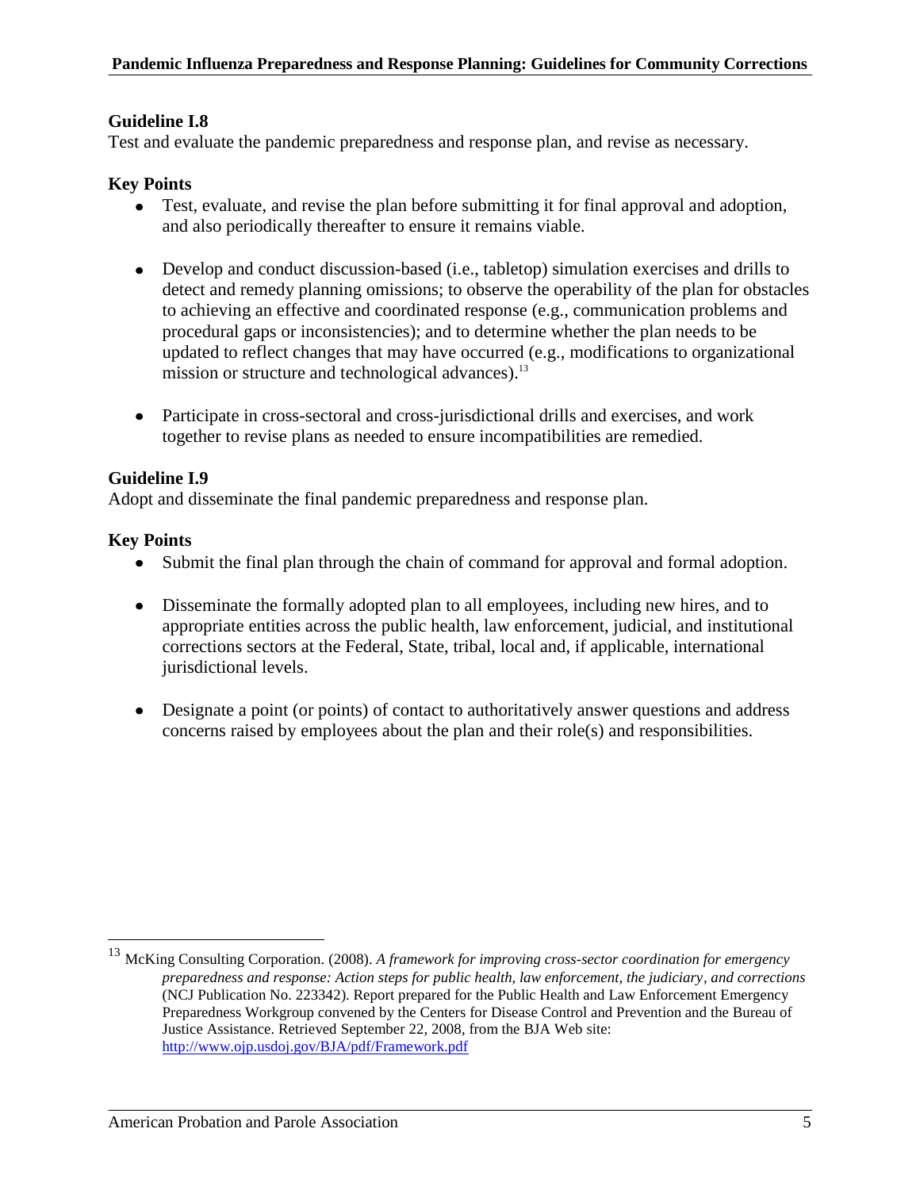### Guideline I.8

Test and evaluate the pandemic preparedness and response plan, and revise as necessary.

### Key Points

- Test, evaluate, and revise the plan before submitting it for final approval and adoption, and also periodically thereafter to ensure it remains viable.
- Develop and conduct discussion-based (i.e., tabletop) simulation exercises and drills to detect and remedy planning omissions; to observe the operability of the plan for obstacles to achieving an effective and coordinated response (e.g., communication problems and procedural gaps or inconsistencies); and to determine whether the plan needs to be updated to reflect changes that may have occurred (e.g., modifications to organizational mission or structure and technological advances).[13]
- Participate in cross-sectoral and cross-jurisdictional drills and exercises, and work together to revise plans as needed to ensure incompatibilities are remedied.

### Guideline I.9

Adopt and disseminate the final pandemic preparedness and response plan.

### Key Points

- Submit the final plan through the chain of command for approval and formal adoption.
- Disseminate the formally adopted plan to all employees, including new hires, and to appropriate entities across the public health, law enforcement, judicial, and institutional corrections sectors at the Federal, State, tribal, local and, if applicable, international jurisdictional levels.
- Designate a point (or points) of contact to authoritatively answer questions and address concerns raised by employees about the plan and their role(s) and responsibilities.

---

[13] McKing Consulting Corporation. (2008). *A framework for improving cross-sector coordination for emergency preparedness and response: Action steps for public health, law enforcement, the judiciary, and corrections* (NCJ Publication No. 223342). Report prepared for the Public Health and Law Enforcement Emergency Preparedness Workgroup convened by the Centers for Disease Control and Prevention and the Bureau of Justice Assistance. Retrieved September 22, 2008, from the BJA Web site: http://www.ojp.usdoj.gov/BJA/pdf/Framework.pdf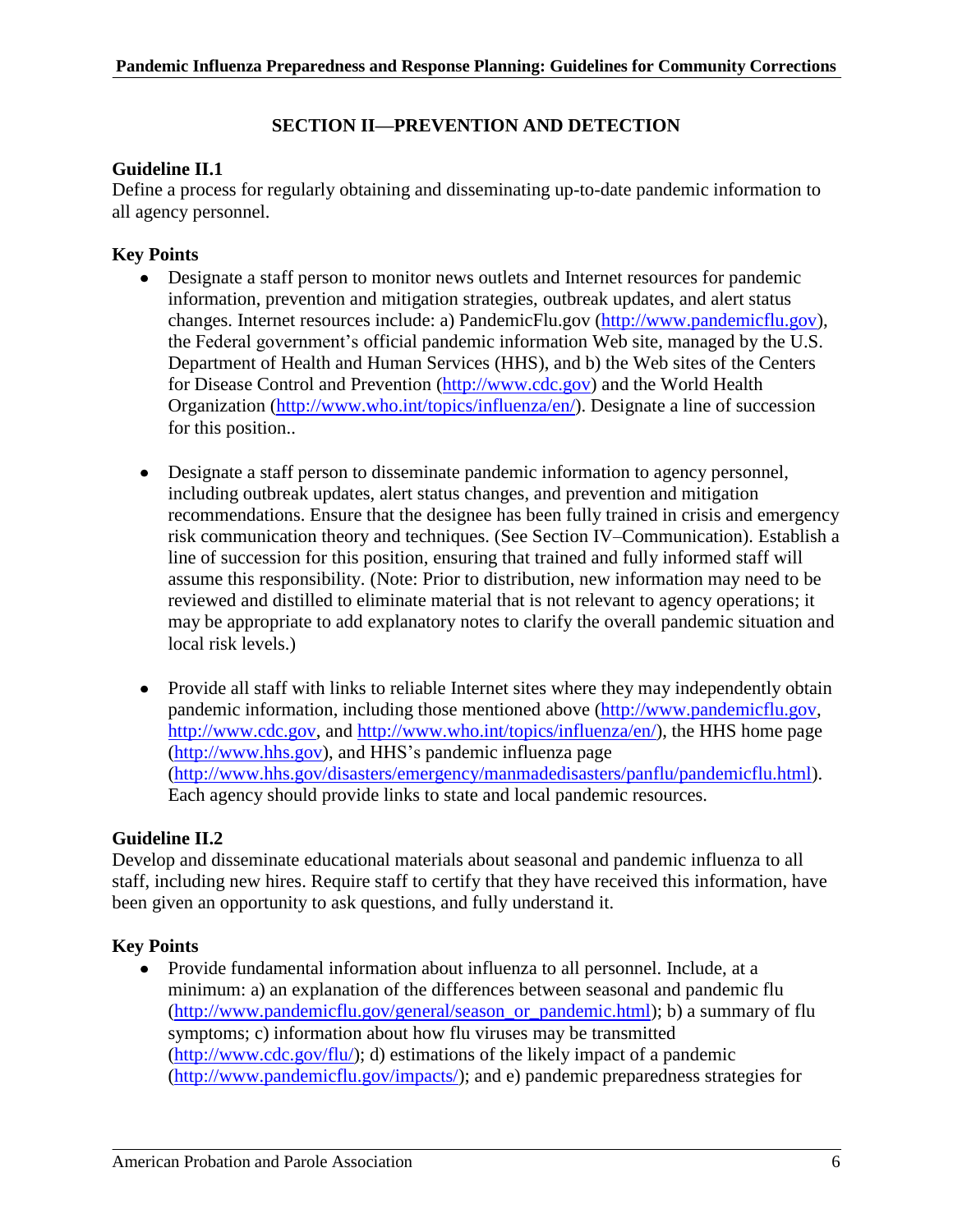## SECTION II—PREVENTION AND DETECTION

### Guideline II.1

Define a process for regularly obtaining and disseminating up-to-date pandemic information to all agency personnel.

### Key Points

- Designate a staff person to monitor news outlets and Internet resources for pandemic information, prevention and mitigation strategies, outbreak updates, and alert status changes. Internet resources include: a) PandemicFlu.gov (http://www.pandemicflu.gov), the Federal government's official pandemic information Web site, managed by the U.S. Department of Health and Human Services (HHS), and b) the Web sites of the Centers for Disease Control and Prevention (http://www.cdc.gov) and the World Health Organization (http://www.who.int/topics/influenza/en/). Designate a line of succession for this position..

- Designate a staff person to disseminate pandemic information to agency personnel, including outbreak updates, alert status changes, and prevention and mitigation recommendations. Ensure that the designee has been fully trained in crisis and emergency risk communication theory and techniques. (See Section IV–Communication). Establish a line of succession for this position, ensuring that trained and fully informed staff will assume this responsibility. (Note: Prior to distribution, new information may need to be reviewed and distilled to eliminate material that is not relevant to agency operations; it may be appropriate to add explanatory notes to clarify the overall pandemic situation and local risk levels.)

- Provide all staff with links to reliable Internet sites where they may independently obtain pandemic information, including those mentioned above (http://www.pandemicflu.gov, http://www.cdc.gov, and http://www.who.int/topics/influenza/en/), the HHS home page (http://www.hhs.gov), and HHS's pandemic influenza page (http://www.hhs.gov/disasters/emergency/manmadedisasters/panflu/pandemicflu.html). Each agency should provide links to state and local pandemic resources.

### Guideline II.2

Develop and disseminate educational materials about seasonal and pandemic influenza to all staff, including new hires. Require staff to certify that they have received this information, have been given an opportunity to ask questions, and fully understand it.

### Key Points

- Provide fundamental information about influenza to all personnel. Include, at a minimum: a) an explanation of the differences between seasonal and pandemic flu (http://www.pandemicflu.gov/general/season_or_pandemic.html); b) a summary of flu symptoms; c) information about how flu viruses may be transmitted (http://www.cdc.gov/flu/); d) estimations of the likely impact of a pandemic (http://www.pandemicflu.gov/impacts/); and e) pandemic preparedness strategies for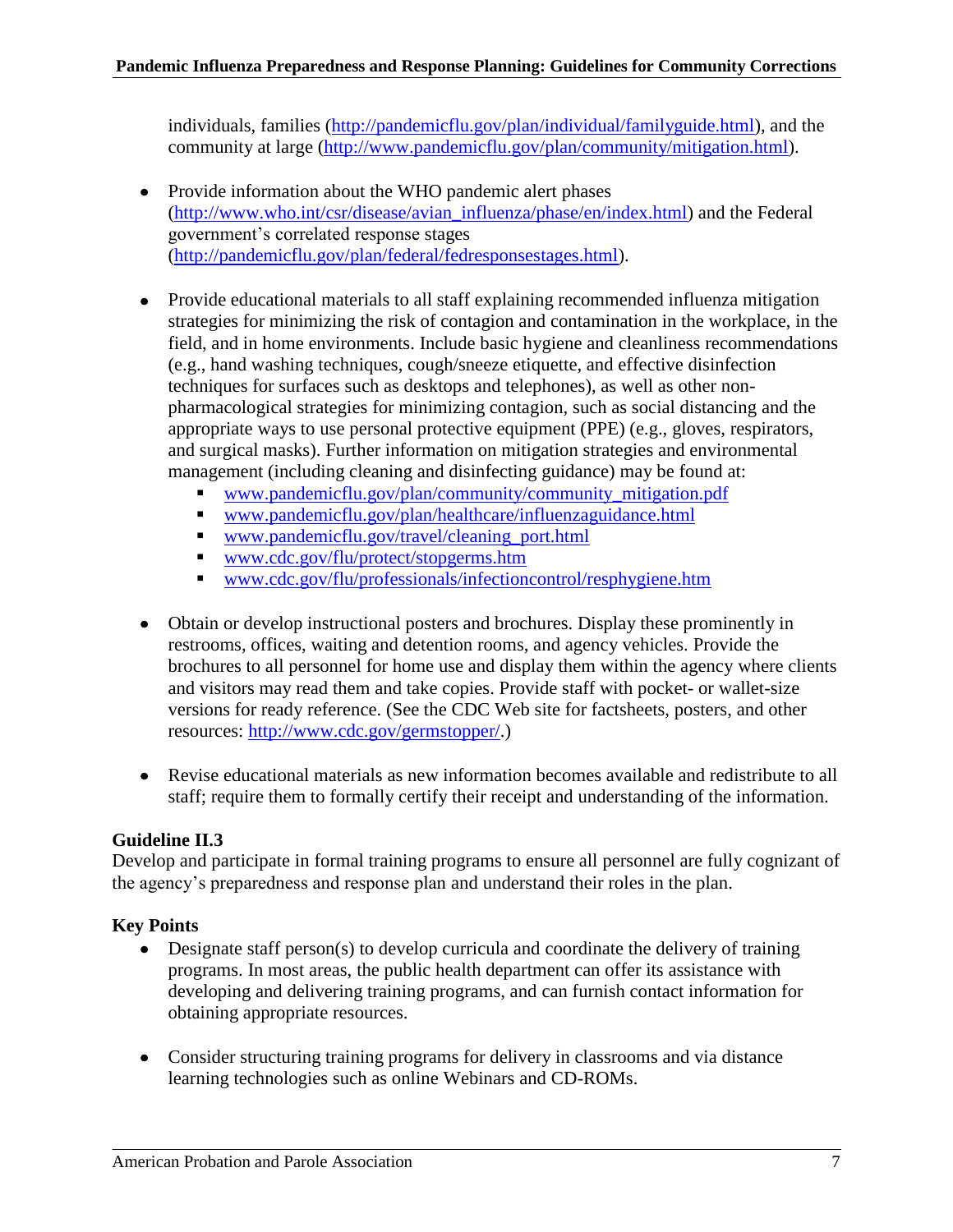individuals, families (http://pandemicflu.gov/plan/individual/familyguide.html), and the community at large (http://www.pandemicflu.gov/plan/community/mitigation.html).

- Provide information about the WHO pandemic alert phases (http://www.who.int/csr/disease/avian_influenza/phase/en/index.html) and the Federal government's correlated response stages (http://pandemicflu.gov/plan/federal/fedresponsestages.html).

- Provide educational materials to all staff explaining recommended influenza mitigation strategies for minimizing the risk of contagion and contamination in the workplace, in the field, and in home environments. Include basic hygiene and cleanliness recommendations (e.g., hand washing techniques, cough/sneeze etiquette, and effective disinfection techniques for surfaces such as desktops and telephones), as well as other non-pharmacological strategies for minimizing contagion, such as social distancing and the appropriate ways to use personal protective equipment (PPE) (e.g., gloves, respirators, and surgical masks). Further information on mitigation strategies and environmental management (including cleaning and disinfecting guidance) may be found at:
  - www.pandemicflu.gov/plan/community/community_mitigation.pdf
  - www.pandemicflu.gov/plan/healthcare/influenzaguidance.html
  - www.pandemicflu.gov/travel/cleaning_port.html
  - www.cdc.gov/flu/protect/stopgerms.htm
  - www.cdc.gov/flu/professionals/infectioncontrol/resphygiene.htm

- Obtain or develop instructional posters and brochures. Display these prominently in restrooms, offices, waiting and detention rooms, and agency vehicles. Provide the brochures to all personnel for home use and display them within the agency where clients and visitors may read them and take copies. Provide staff with pocket- or wallet-size versions for ready reference. (See the CDC Web site for factsheets, posters, and other resources: http://www.cdc.gov/germstopper/.)

- Revise educational materials as new information becomes available and redistribute to all staff; require them to formally certify their receipt and understanding of the information.

**Guideline II.3**

Develop and participate in formal training programs to ensure all personnel are fully cognizant of the agency's preparedness and response plan and understand their roles in the plan.

**Key Points**

- Designate staff person(s) to develop curricula and coordinate the delivery of training programs. In most areas, the public health department can offer its assistance with developing and delivering training programs, and can furnish contact information for obtaining appropriate resources.

- Consider structuring training programs for delivery in classrooms and via distance learning technologies such as online Webinars and CD-ROMs.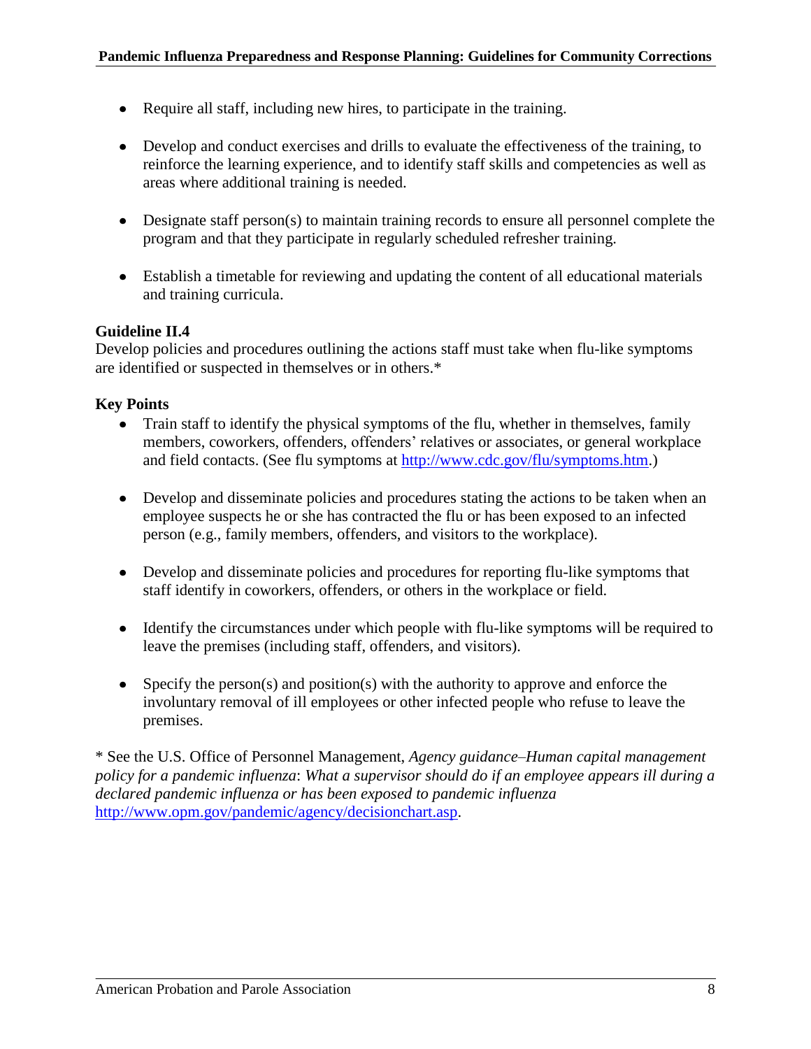- Require all staff, including new hires, to participate in the training.
- Develop and conduct exercises and drills to evaluate the effectiveness of the training, to reinforce the learning experience, and to identify staff skills and competencies as well as areas where additional training is needed.
- Designate staff person(s) to maintain training records to ensure all personnel complete the program and that they participate in regularly scheduled refresher training.
- Establish a timetable for reviewing and updating the content of all educational materials and training curricula.

**Guideline II.4**
Develop policies and procedures outlining the actions staff must take when flu-like symptoms are identified or suspected in themselves or in others.*

**Key Points**

- Train staff to identify the physical symptoms of the flu, whether in themselves, family members, coworkers, offenders, offenders' relatives or associates, or general workplace and field contacts. (See flu symptoms at http://www.cdc.gov/flu/symptoms.htm.)
- Develop and disseminate policies and procedures stating the actions to be taken when an employee suspects he or she has contracted the flu or has been exposed to an infected person (e.g., family members, offenders, and visitors to the workplace).
- Develop and disseminate policies and procedures for reporting flu-like symptoms that staff identify in coworkers, offenders, or others in the workplace or field.
- Identify the circumstances under which people with flu-like symptoms will be required to leave the premises (including staff, offenders, and visitors).
- Specify the person(s) and position(s) with the authority to approve and enforce the involuntary removal of ill employees or other infected people who refuse to leave the premises.

* See the U.S. Office of Personnel Management, *Agency guidance–Human capital management policy for a pandemic influenza*: *What a supervisor should do if an employee appears ill during a declared pandemic influenza or has been exposed to pandemic influenza* http://www.opm.gov/pandemic/agency/decisionchart.asp.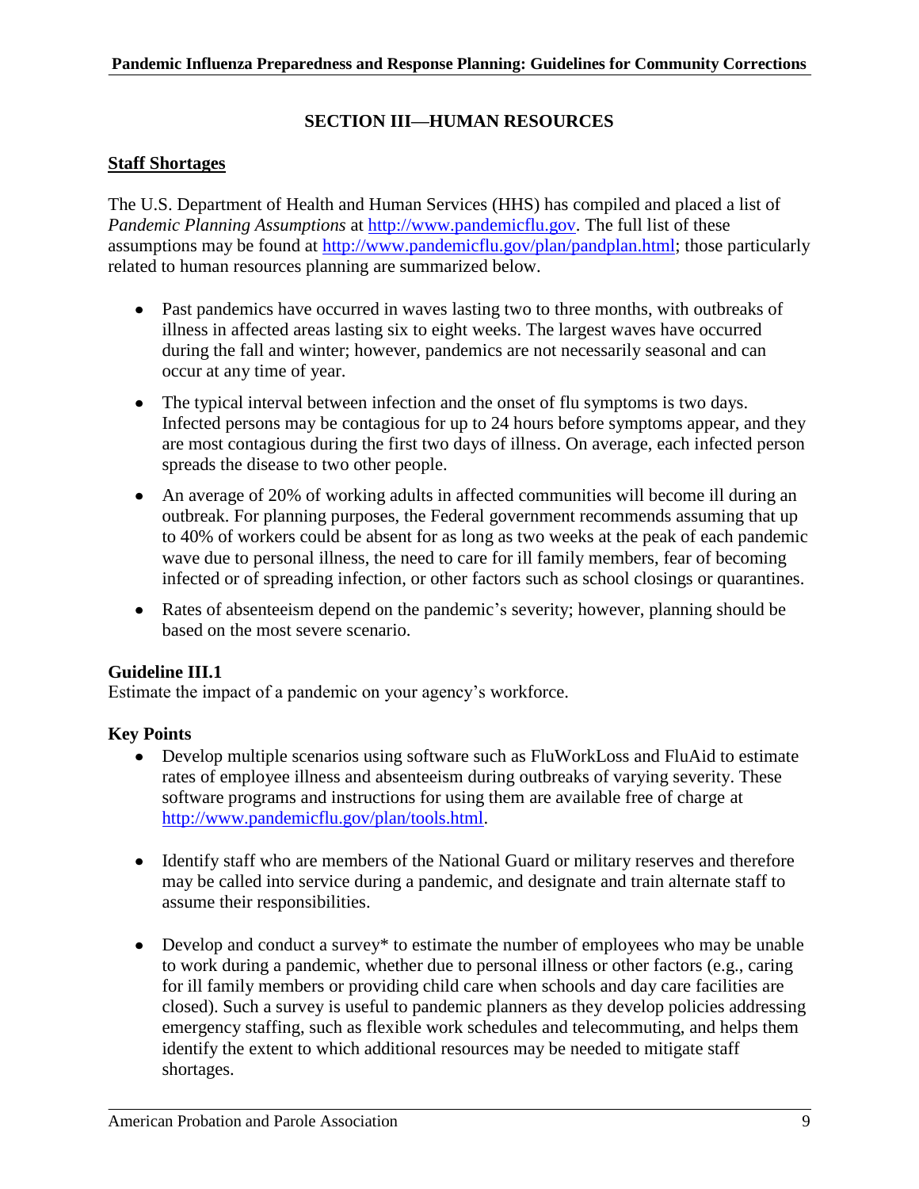## SECTION III—HUMAN RESOURCES

### Staff Shortages

The U.S. Department of Health and Human Services (HHS) has compiled and placed a list of *Pandemic Planning Assumptions* at http://www.pandemicflu.gov. The full list of these assumptions may be found at http://www.pandemicflu.gov/plan/pandplan.html; those particularly related to human resources planning are summarized below.

- Past pandemics have occurred in waves lasting two to three months, with outbreaks of illness in affected areas lasting six to eight weeks. The largest waves have occurred during the fall and winter; however, pandemics are not necessarily seasonal and can occur at any time of year.
- The typical interval between infection and the onset of flu symptoms is two days. Infected persons may be contagious for up to 24 hours before symptoms appear, and they are most contagious during the first two days of illness. On average, each infected person spreads the disease to two other people.
- An average of 20% of working adults in affected communities will become ill during an outbreak. For planning purposes, the Federal government recommends assuming that up to 40% of workers could be absent for as long as two weeks at the peak of each pandemic wave due to personal illness, the need to care for ill family members, fear of becoming infected or of spreading infection, or other factors such as school closings or quarantines.
- Rates of absenteeism depend on the pandemic's severity; however, planning should be based on the most severe scenario.

**Guideline III.1**
Estimate the impact of a pandemic on your agency's workforce.

**Key Points**

- Develop multiple scenarios using software such as FluWorkLoss and FluAid to estimate rates of employee illness and absenteeism during outbreaks of varying severity. These software programs and instructions for using them are available free of charge at http://www.pandemicflu.gov/plan/tools.html.
- Identify staff who are members of the National Guard or military reserves and therefore may be called into service during a pandemic, and designate and train alternate staff to assume their responsibilities.
- Develop and conduct a survey* to estimate the number of employees who may be unable to work during a pandemic, whether due to personal illness or other factors (e.g., caring for ill family members or providing child care when schools and day care facilities are closed). Such a survey is useful to pandemic planners as they develop policies addressing emergency staffing, such as flexible work schedules and telecommuting, and helps them identify the extent to which additional resources may be needed to mitigate staff shortages.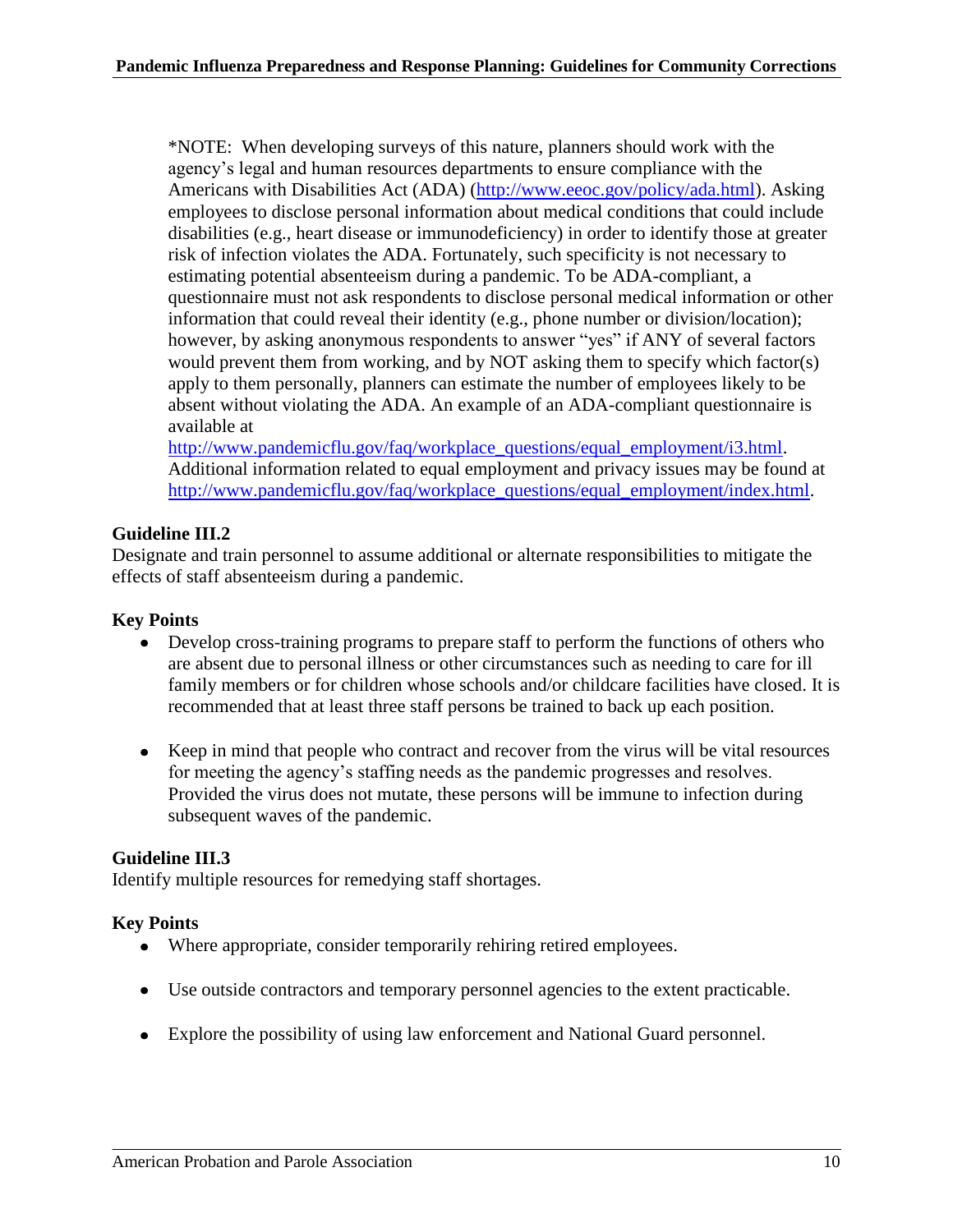*NOTE: When developing surveys of this nature, planners should work with the agency's legal and human resources departments to ensure compliance with the Americans with Disabilities Act (ADA) (http://www.eeoc.gov/policy/ada.html). Asking employees to disclose personal information about medical conditions that could include disabilities (e.g., heart disease or immunodeficiency) in order to identify those at greater risk of infection violates the ADA. Fortunately, such specificity is not necessary to estimating potential absenteeism during a pandemic. To be ADA-compliant, a questionnaire must not ask respondents to disclose personal medical information or other information that could reveal their identity (e.g., phone number or division/location); however, by asking anonymous respondents to answer "yes" if ANY of several factors would prevent them from working, and by NOT asking them to specify which factor(s) apply to them personally, planners can estimate the number of employees likely to be absent without violating the ADA. An example of an ADA-compliant questionnaire is available at http://www.pandemicflu.gov/faq/workplace_questions/equal_employment/i3.html. Additional information related to equal employment and privacy issues may be found at http://www.pandemicflu.gov/faq/workplace_questions/equal_employment/index.html.

**Guideline III.2**

Designate and train personnel to assume additional or alternate responsibilities to mitigate the effects of staff absenteeism during a pandemic.

**Key Points**

- Develop cross-training programs to prepare staff to perform the functions of others who are absent due to personal illness or other circumstances such as needing to care for ill family members or for children whose schools and/or childcare facilities have closed. It is recommended that at least three staff persons be trained to back up each position.

- Keep in mind that people who contract and recover from the virus will be vital resources for meeting the agency's staffing needs as the pandemic progresses and resolves. Provided the virus does not mutate, these persons will be immune to infection during subsequent waves of the pandemic.

**Guideline III.3**

Identify multiple resources for remedying staff shortages.

**Key Points**

- Where appropriate, consider temporarily rehiring retired employees.

- Use outside contractors and temporary personnel agencies to the extent practicable.

- Explore the possibility of using law enforcement and National Guard personnel.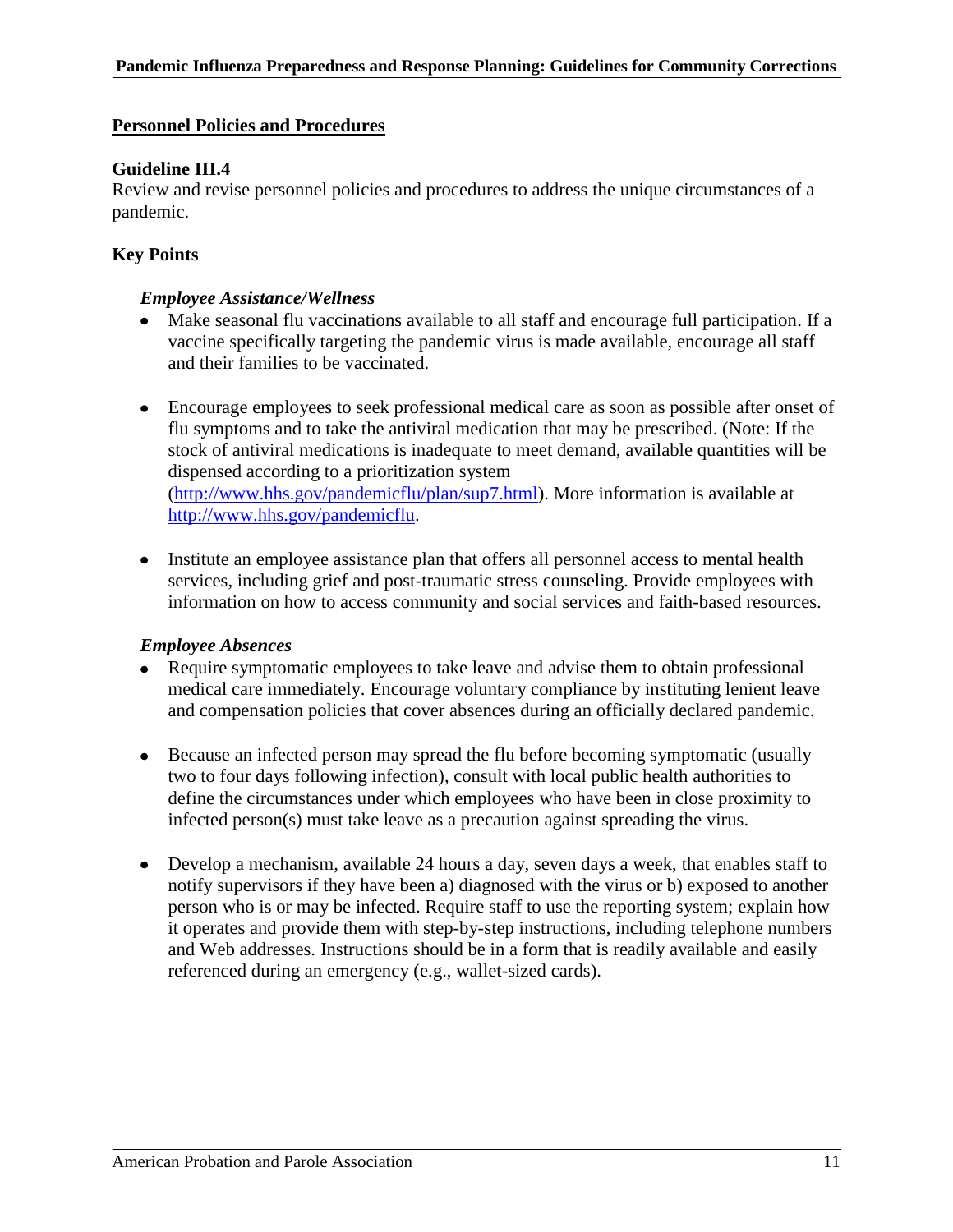## Personnel Policies and Procedures

### Guideline III.4

Review and revise personnel policies and procedures to address the unique circumstances of a pandemic.

### Key Points

*Employee Assistance/Wellness*

- Make seasonal flu vaccinations available to all staff and encourage full participation. If a vaccine specifically targeting the pandemic virus is made available, encourage all staff and their families to be vaccinated.

- Encourage employees to seek professional medical care as soon as possible after onset of flu symptoms and to take the antiviral medication that may be prescribed. (Note: If the stock of antiviral medications is inadequate to meet demand, available quantities will be dispensed according to a prioritization system (http://www.hhs.gov/pandemicflu/plan/sup7.html). More information is available at http://www.hhs.gov/pandemicflu.

- Institute an employee assistance plan that offers all personnel access to mental health services, including grief and post-traumatic stress counseling. Provide employees with information on how to access community and social services and faith-based resources.

*Employee Absences*

- Require symptomatic employees to take leave and advise them to obtain professional medical care immediately. Encourage voluntary compliance by instituting lenient leave and compensation policies that cover absences during an officially declared pandemic.

- Because an infected person may spread the flu before becoming symptomatic (usually two to four days following infection), consult with local public health authorities to define the circumstances under which employees who have been in close proximity to infected person(s) must take leave as a precaution against spreading the virus.

- Develop a mechanism, available 24 hours a day, seven days a week, that enables staff to notify supervisors if they have been a) diagnosed with the virus or b) exposed to another person who is or may be infected. Require staff to use the reporting system; explain how it operates and provide them with step-by-step instructions, including telephone numbers and Web addresses. Instructions should be in a form that is readily available and easily referenced during an emergency (e.g., wallet-sized cards).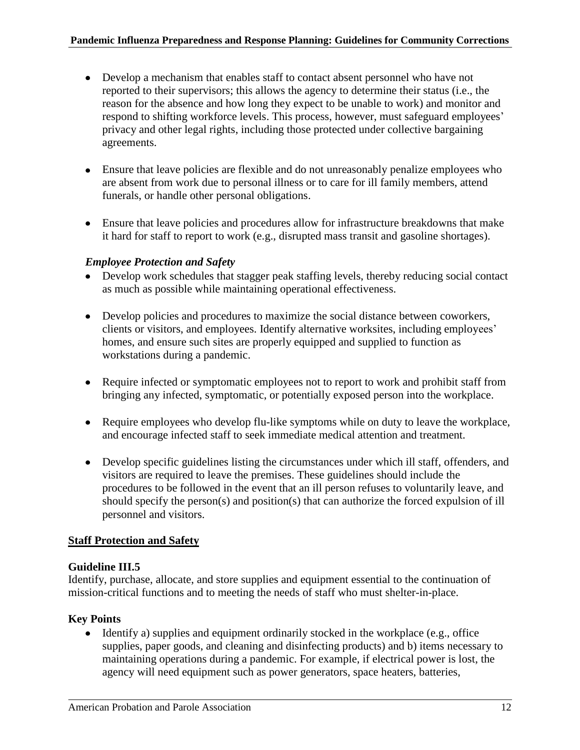- Develop a mechanism that enables staff to contact absent personnel who have not reported to their supervisors; this allows the agency to determine their status (i.e., the reason for the absence and how long they expect to be unable to work) and monitor and respond to shifting workforce levels. This process, however, must safeguard employees' privacy and other legal rights, including those protected under collective bargaining agreements.

- Ensure that leave policies are flexible and do not unreasonably penalize employees who are absent from work due to personal illness or to care for ill family members, attend funerals, or handle other personal obligations.

- Ensure that leave policies and procedures allow for infrastructure breakdowns that make it hard for staff to report to work (e.g., disrupted mass transit and gasoline shortages).

***Employee Protection and Safety***

- Develop work schedules that stagger peak staffing levels, thereby reducing social contact as much as possible while maintaining operational effectiveness.

- Develop policies and procedures to maximize the social distance between coworkers, clients or visitors, and employees. Identify alternative worksites, including employees' homes, and ensure such sites are properly equipped and supplied to function as workstations during a pandemic.

- Require infected or symptomatic employees not to report to work and prohibit staff from bringing any infected, symptomatic, or potentially exposed person into the workplace.

- Require employees who develop flu-like symptoms while on duty to leave the workplace, and encourage infected staff to seek immediate medical attention and treatment.

- Develop specific guidelines listing the circumstances under which ill staff, offenders, and visitors are required to leave the premises. These guidelines should include the procedures to be followed in the event that an ill person refuses to voluntarily leave, and should specify the person(s) and position(s) that can authorize the forced expulsion of ill personnel and visitors.

## Staff Protection and Safety

### Guideline III.5

Identify, purchase, allocate, and store supplies and equipment essential to the continuation of mission-critical functions and to meeting the needs of staff who must shelter-in-place.

### Key Points

- Identify a) supplies and equipment ordinarily stocked in the workplace (e.g., office supplies, paper goods, and cleaning and disinfecting products) and b) items necessary to maintaining operations during a pandemic. For example, if electrical power is lost, the agency will need equipment such as power generators, space heaters, batteries,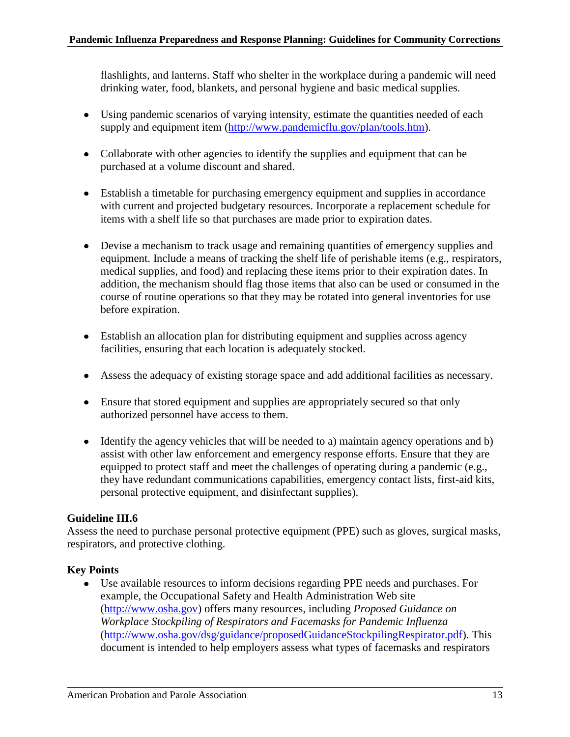flashlights, and lanterns. Staff who shelter in the workplace during a pandemic will need drinking water, food, blankets, and personal hygiene and basic medical supplies.

- Using pandemic scenarios of varying intensity, estimate the quantities needed of each supply and equipment item (http://www.pandemicflu.gov/plan/tools.htm).

- Collaborate with other agencies to identify the supplies and equipment that can be purchased at a volume discount and shared.

- Establish a timetable for purchasing emergency equipment and supplies in accordance with current and projected budgetary resources. Incorporate a replacement schedule for items with a shelf life so that purchases are made prior to expiration dates.

- Devise a mechanism to track usage and remaining quantities of emergency supplies and equipment. Include a means of tracking the shelf life of perishable items (e.g., respirators, medical supplies, and food) and replacing these items prior to their expiration dates. In addition, the mechanism should flag those items that also can be used or consumed in the course of routine operations so that they may be rotated into general inventories for use before expiration.

- Establish an allocation plan for distributing equipment and supplies across agency facilities, ensuring that each location is adequately stocked.

- Assess the adequacy of existing storage space and add additional facilities as necessary.

- Ensure that stored equipment and supplies are appropriately secured so that only authorized personnel have access to them.

- Identify the agency vehicles that will be needed to a) maintain agency operations and b) assist with other law enforcement and emergency response efforts. Ensure that they are equipped to protect staff and meet the challenges of operating during a pandemic (e.g., they have redundant communications capabilities, emergency contact lists, first-aid kits, personal protective equipment, and disinfectant supplies).

**Guideline III.6**

Assess the need to purchase personal protective equipment (PPE) such as gloves, surgical masks, respirators, and protective clothing.

**Key Points**

- Use available resources to inform decisions regarding PPE needs and purchases. For example, the Occupational Safety and Health Administration Web site (http://www.osha.gov) offers many resources, including *Proposed Guidance on Workplace Stockpiling of Respirators and Facemasks for Pandemic Influenza* (http://www.osha.gov/dsg/guidance/proposedGuidanceStockpilingRespirator.pdf). This document is intended to help employers assess what types of facemasks and respirators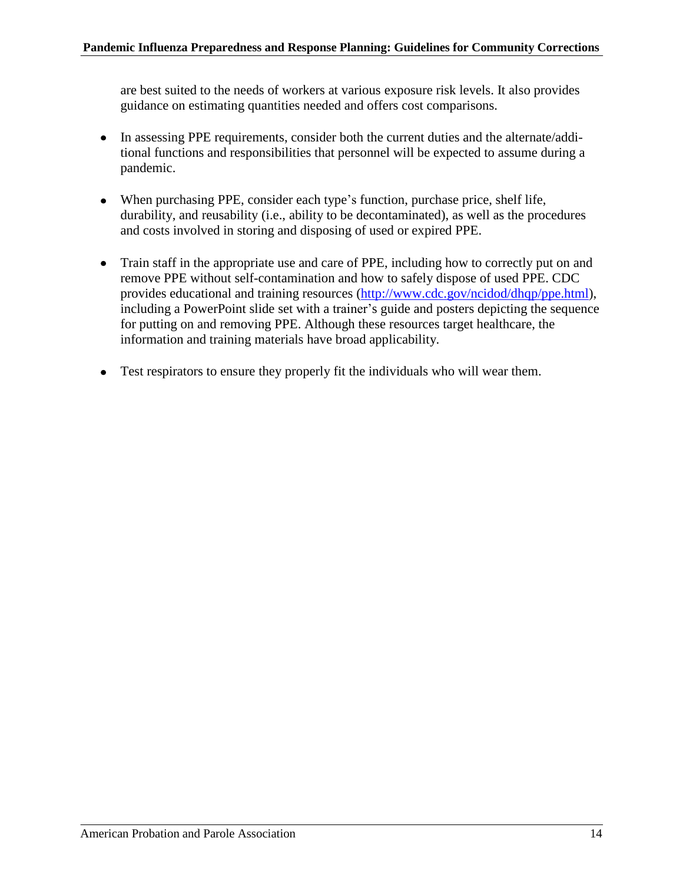are best suited to the needs of workers at various exposure risk levels. It also provides guidance on estimating quantities needed and offers cost comparisons.

- In assessing PPE requirements, consider both the current duties and the alternate/additional functions and responsibilities that personnel will be expected to assume during a pandemic.

- When purchasing PPE, consider each type's function, purchase price, shelf life, durability, and reusability (i.e., ability to be decontaminated), as well as the procedures and costs involved in storing and disposing of used or expired PPE.

- Train staff in the appropriate use and care of PPE, including how to correctly put on and remove PPE without self-contamination and how to safely dispose of used PPE. CDC provides educational and training resources (http://www.cdc.gov/ncidod/dhqp/ppe.html), including a PowerPoint slide set with a trainer's guide and posters depicting the sequence for putting on and removing PPE. Although these resources target healthcare, the information and training materials have broad applicability.

- Test respirators to ensure they properly fit the individuals who will wear them.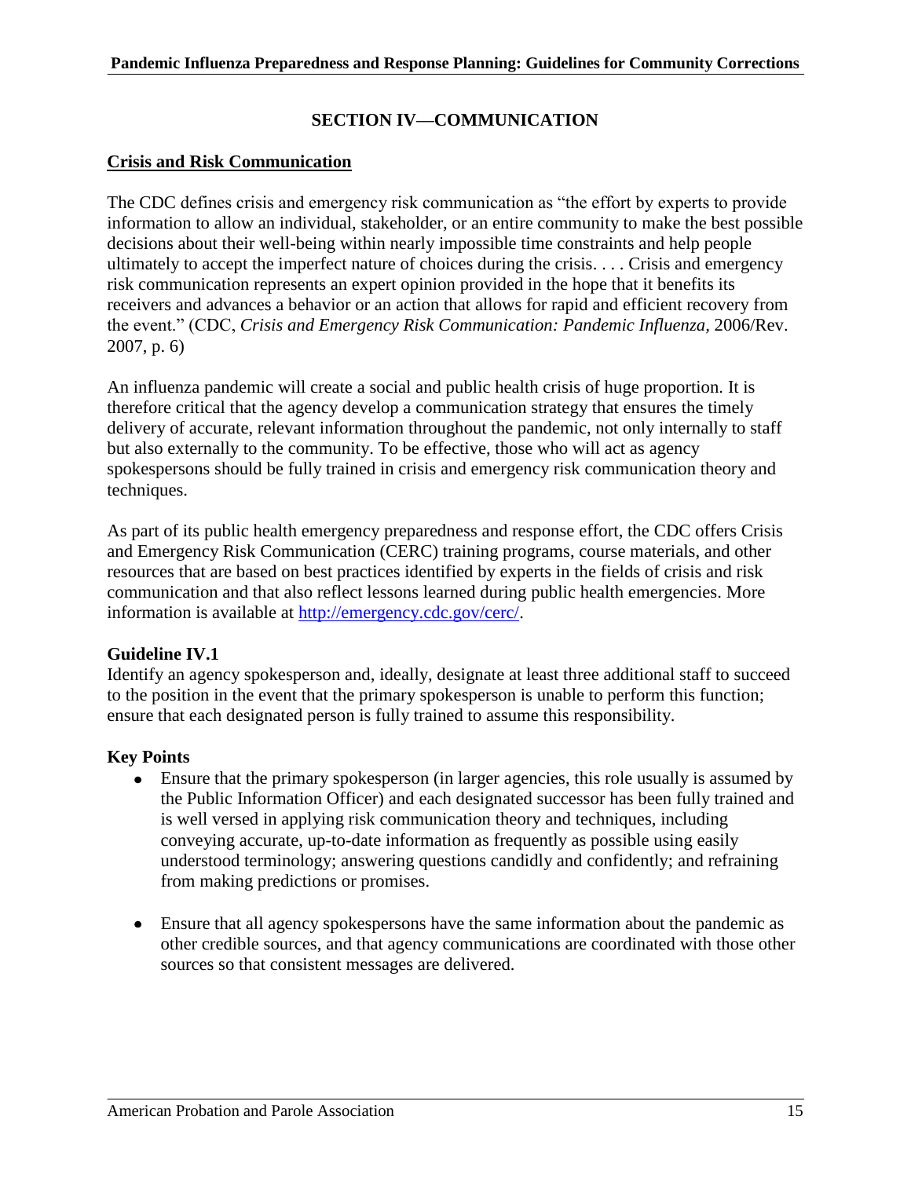## SECTION IV—COMMUNICATION

### Crisis and Risk Communication

The CDC defines crisis and emergency risk communication as "the effort by experts to provide information to allow an individual, stakeholder, or an entire community to make the best possible decisions about their well-being within nearly impossible time constraints and help people ultimately to accept the imperfect nature of choices during the crisis. . . . Crisis and emergency risk communication represents an expert opinion provided in the hope that it benefits its receivers and advances a behavior or an action that allows for rapid and efficient recovery from the event." (CDC, *Crisis and Emergency Risk Communication: Pandemic Influenza*, 2006/Rev. 2007, p. 6)

An influenza pandemic will create a social and public health crisis of huge proportion. It is therefore critical that the agency develop a communication strategy that ensures the timely delivery of accurate, relevant information throughout the pandemic, not only internally to staff but also externally to the community. To be effective, those who will act as agency spokespersons should be fully trained in crisis and emergency risk communication theory and techniques.

As part of its public health emergency preparedness and response effort, the CDC offers Crisis and Emergency Risk Communication (CERC) training programs, course materials, and other resources that are based on best practices identified by experts in the fields of crisis and risk communication and that also reflect lessons learned during public health emergencies. More information is available at [http://emergency.cdc.gov/cerc/](http://emergency.cdc.gov/cerc/).

### Guideline IV.1

Identify an agency spokesperson and, ideally, designate at least three additional staff to succeed to the position in the event that the primary spokesperson is unable to perform this function; ensure that each designated person is fully trained to assume this responsibility.

### Key Points

- Ensure that the primary spokesperson (in larger agencies, this role usually is assumed by the Public Information Officer) and each designated successor has been fully trained and is well versed in applying risk communication theory and techniques, including conveying accurate, up-to-date information as frequently as possible using easily understood terminology; answering questions candidly and confidently; and refraining from making predictions or promises.

- Ensure that all agency spokespersons have the same information about the pandemic as other credible sources, and that agency communications are coordinated with those other sources so that consistent messages are delivered.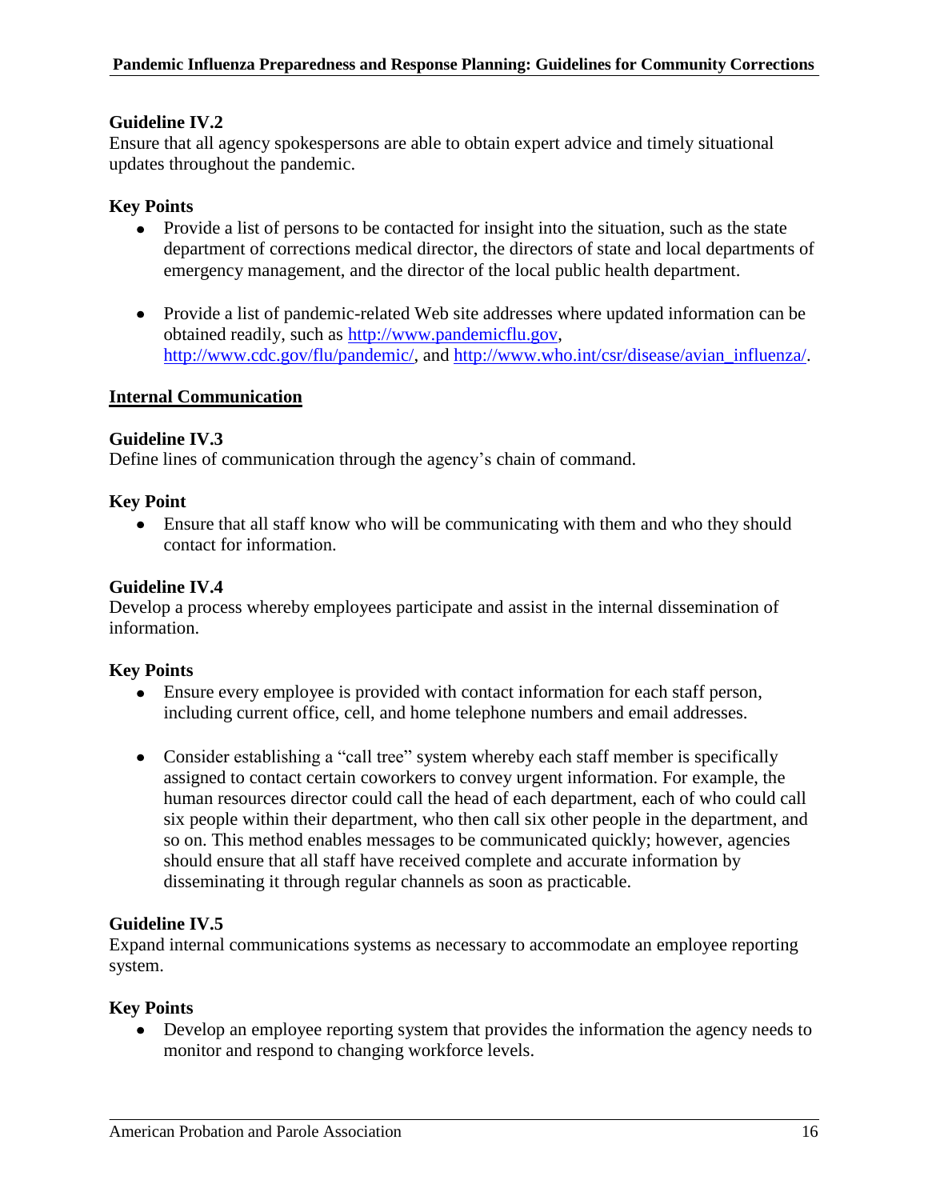### Guideline IV.2

Ensure that all agency spokespersons are able to obtain expert advice and timely situational updates throughout the pandemic.

### Key Points

- Provide a list of persons to be contacted for insight into the situation, such as the state department of corrections medical director, the directors of state and local departments of emergency management, and the director of the local public health department.
- Provide a list of pandemic-related Web site addresses where updated information can be obtained readily, such as http://www.pandemicflu.gov, http://www.cdc.gov/flu/pandemic/, and http://www.who.int/csr/disease/avian_influenza/.

## Internal Communication

### Guideline IV.3

Define lines of communication through the agency's chain of command.

### Key Point

- Ensure that all staff know who will be communicating with them and who they should contact for information.

### Guideline IV.4

Develop a process whereby employees participate and assist in the internal dissemination of information.

### Key Points

- Ensure every employee is provided with contact information for each staff person, including current office, cell, and home telephone numbers and email addresses.
- Consider establishing a "call tree" system whereby each staff member is specifically assigned to contact certain coworkers to convey urgent information. For example, the human resources director could call the head of each department, each of who could call six people within their department, who then call six other people in the department, and so on. This method enables messages to be communicated quickly; however, agencies should ensure that all staff have received complete and accurate information by disseminating it through regular channels as soon as practicable.

### Guideline IV.5

Expand internal communications systems as necessary to accommodate an employee reporting system.

### Key Points

- Develop an employee reporting system that provides the information the agency needs to monitor and respond to changing workforce levels.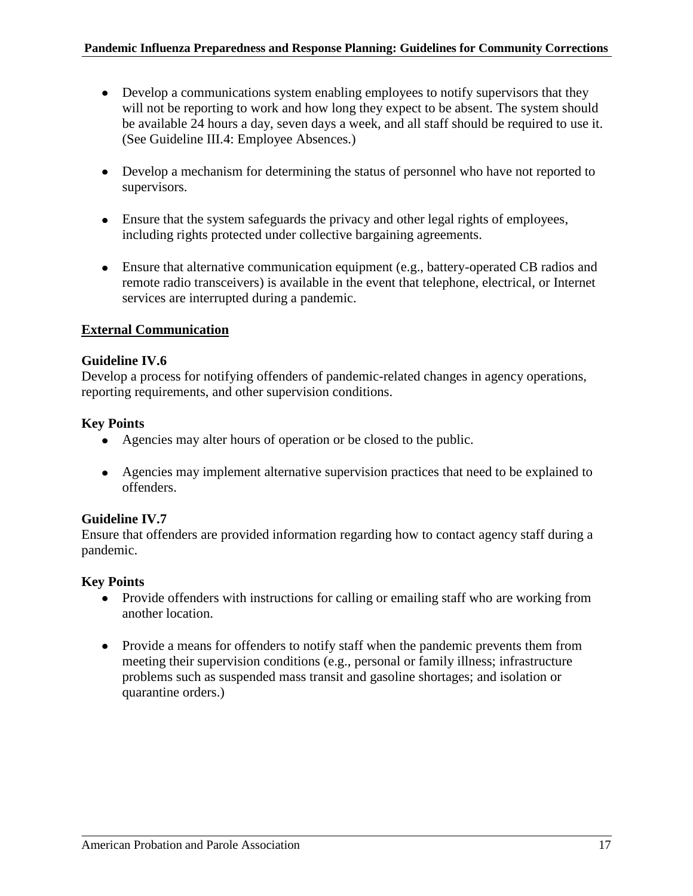- Develop a communications system enabling employees to notify supervisors that they will not be reporting to work and how long they expect to be absent. The system should be available 24 hours a day, seven days a week, and all staff should be required to use it. (See Guideline III.4: Employee Absences.)

- Develop a mechanism for determining the status of personnel who have not reported to supervisors.

- Ensure that the system safeguards the privacy and other legal rights of employees, including rights protected under collective bargaining agreements.

- Ensure that alternative communication equipment (e.g., battery-operated CB radios and remote radio transceivers) is available in the event that telephone, electrical, or Internet services are interrupted during a pandemic.

## External Communication

**Guideline IV.6**
Develop a process for notifying offenders of pandemic-related changes in agency operations, reporting requirements, and other supervision conditions.

**Key Points**

- Agencies may alter hours of operation or be closed to the public.

- Agencies may implement alternative supervision practices that need to be explained to offenders.

**Guideline IV.7**
Ensure that offenders are provided information regarding how to contact agency staff during a pandemic.

**Key Points**

- Provide offenders with instructions for calling or emailing staff who are working from another location.

- Provide a means for offenders to notify staff when the pandemic prevents them from meeting their supervision conditions (e.g., personal or family illness; infrastructure problems such as suspended mass transit and gasoline shortages; and isolation or quarantine orders.)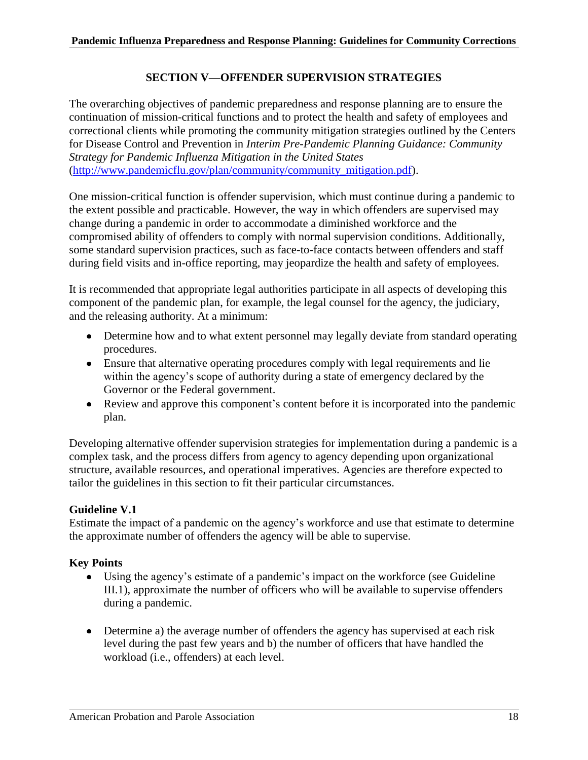## SECTION V—OFFENDER SUPERVISION STRATEGIES

The overarching objectives of pandemic preparedness and response planning are to ensure the continuation of mission-critical functions and to protect the health and safety of employees and correctional clients while promoting the community mitigation strategies outlined by the Centers for Disease Control and Prevention in *Interim Pre-Pandemic Planning Guidance: Community Strategy for Pandemic Influenza Mitigation in the United States* (http://www.pandemicflu.gov/plan/community/community_mitigation.pdf).

One mission-critical function is offender supervision, which must continue during a pandemic to the extent possible and practicable. However, the way in which offenders are supervised may change during a pandemic in order to accommodate a diminished workforce and the compromised ability of offenders to comply with normal supervision conditions. Additionally, some standard supervision practices, such as face-to-face contacts between offenders and staff during field visits and in-office reporting, may jeopardize the health and safety of employees.

It is recommended that appropriate legal authorities participate in all aspects of developing this component of the pandemic plan, for example, the legal counsel for the agency, the judiciary, and the releasing authority. At a minimum:

- Determine how and to what extent personnel may legally deviate from standard operating procedures.
- Ensure that alternative operating procedures comply with legal requirements and lie within the agency's scope of authority during a state of emergency declared by the Governor or the Federal government.
- Review and approve this component's content before it is incorporated into the pandemic plan.

Developing alternative offender supervision strategies for implementation during a pandemic is a complex task, and the process differs from agency to agency depending upon organizational structure, available resources, and operational imperatives. Agencies are therefore expected to tailor the guidelines in this section to fit their particular circumstances.

**Guideline V.1**
Estimate the impact of a pandemic on the agency's workforce and use that estimate to determine the approximate number of offenders the agency will be able to supervise.

**Key Points**

- Using the agency's estimate of a pandemic's impact on the workforce (see Guideline III.1), approximate the number of officers who will be available to supervise offenders during a pandemic.
- Determine a) the average number of offenders the agency has supervised at each risk level during the past few years and b) the number of officers that have handled the workload (i.e., offenders) at each level.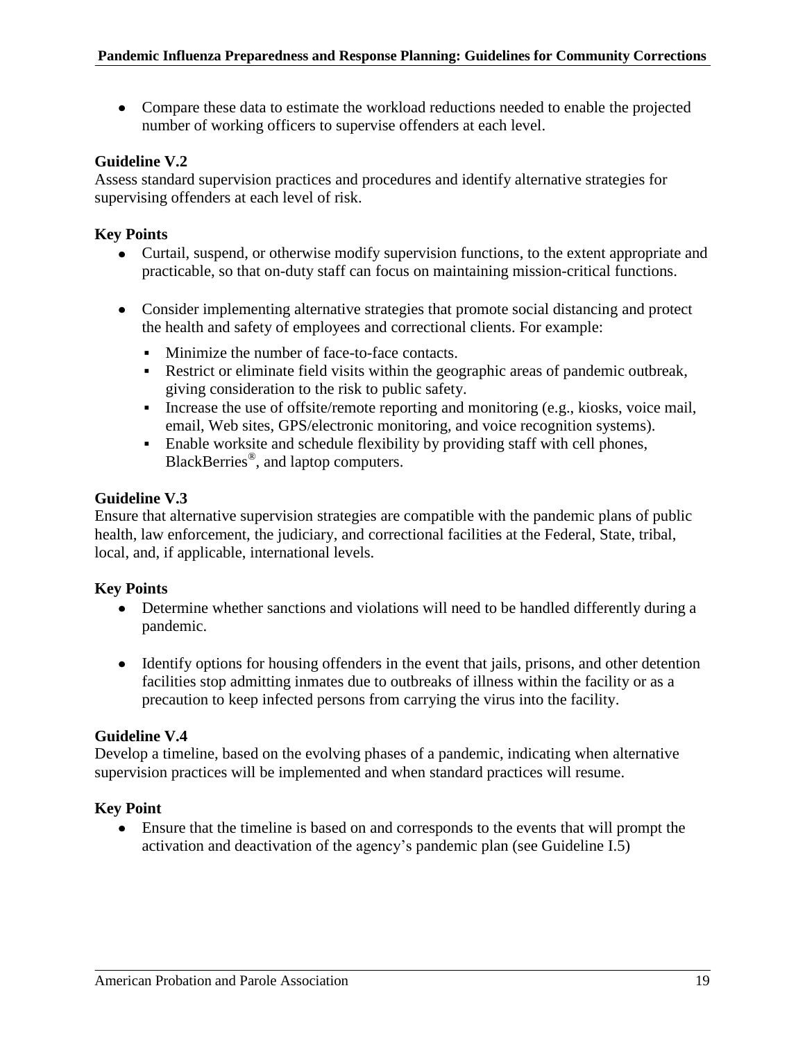- Compare these data to estimate the workload reductions needed to enable the projected number of working officers to supervise offenders at each level.

**Guideline V.2**
Assess standard supervision practices and procedures and identify alternative strategies for supervising offenders at each level of risk.

**Key Points**

- Curtail, suspend, or otherwise modify supervision functions, to the extent appropriate and practicable, so that on-duty staff can focus on maintaining mission-critical functions.
- Consider implementing alternative strategies that promote social distancing and protect the health and safety of employees and correctional clients. For example:
  - Minimize the number of face-to-face contacts.
  - Restrict or eliminate field visits within the geographic areas of pandemic outbreak, giving consideration to the risk to public safety.
  - Increase the use of offsite/remote reporting and monitoring (e.g., kiosks, voice mail, email, Web sites, GPS/electronic monitoring, and voice recognition systems).
  - Enable worksite and schedule flexibility by providing staff with cell phones, BlackBerries®, and laptop computers.

**Guideline V.3**
Ensure that alternative supervision strategies are compatible with the pandemic plans of public health, law enforcement, the judiciary, and correctional facilities at the Federal, State, tribal, local, and, if applicable, international levels.

**Key Points**

- Determine whether sanctions and violations will need to be handled differently during a pandemic.
- Identify options for housing offenders in the event that jails, prisons, and other detention facilities stop admitting inmates due to outbreaks of illness within the facility or as a precaution to keep infected persons from carrying the virus into the facility.

**Guideline V.4**
Develop a timeline, based on the evolving phases of a pandemic, indicating when alternative supervision practices will be implemented and when standard practices will resume.

**Key Point**

- Ensure that the timeline is based on and corresponds to the events that will prompt the activation and deactivation of the agency's pandemic plan (see Guideline I.5)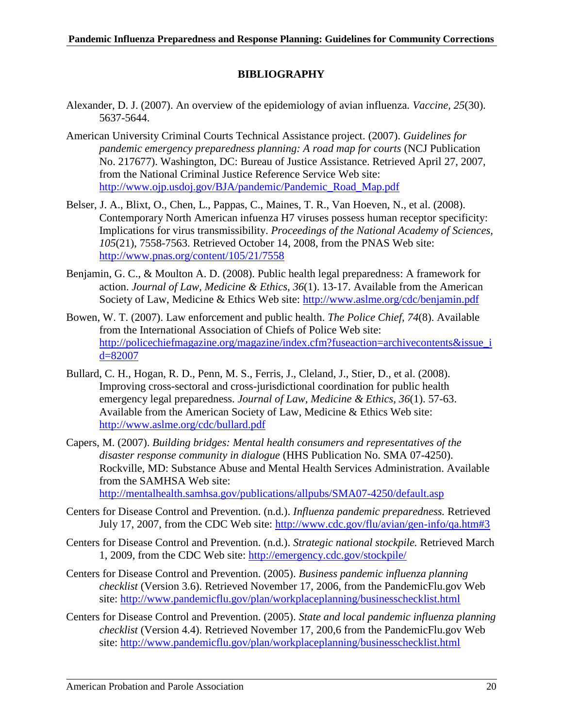## BIBLIOGRAPHY

Alexander, D. J. (2007). An overview of the epidemiology of avian influenza. *Vaccine, 25*(30). 5637-5644.

American University Criminal Courts Technical Assistance project. (2007). *Guidelines for pandemic emergency preparedness planning: A road map for courts* (NCJ Publication No. 217677). Washington, DC: Bureau of Justice Assistance. Retrieved April 27, 2007, from the National Criminal Justice Reference Service Web site: http://www.ojp.usdoj.gov/BJA/pandemic/Pandemic_Road_Map.pdf

Belser, J. A., Blixt, O., Chen, L., Pappas, C., Maines, T. R., Van Hoeven, N., et al. (2008). Contemporary North American infuenza H7 viruses possess human receptor specificity: Implications for virus transmissibility. *Proceedings of the National Academy of Sciences, 105*(21), 7558-7563. Retrieved October 14, 2008, from the PNAS Web site: http://www.pnas.org/content/105/21/7558

Benjamin, G. C., & Moulton A. D. (2008). Public health legal preparedness: A framework for action. *Journal of Law, Medicine & Ethics, 36*(1). 13-17. Available from the American Society of Law, Medicine & Ethics Web site: http://www.aslme.org/cdc/benjamin.pdf

Bowen, W. T. (2007). Law enforcement and public health. *The Police Chief, 74*(8). Available from the International Association of Chiefs of Police Web site: http://policechiefmagazine.org/magazine/index.cfm?fuseaction=archivecontents&issue_id=82007

Bullard, C. H., Hogan, R. D., Penn, M. S., Ferris, J., Cleland, J., Stier, D., et al. (2008). Improving cross-sectoral and cross-jurisdictional coordination for public health emergency legal preparedness. *Journal of Law, Medicine & Ethics, 36*(1). 57-63. Available from the American Society of Law, Medicine & Ethics Web site: http://www.aslme.org/cdc/bullard.pdf

Capers, M. (2007). *Building bridges: Mental health consumers and representatives of the disaster response community in dialogue* (HHS Publication No. SMA 07-4250). Rockville, MD: Substance Abuse and Mental Health Services Administration. Available from the SAMHSA Web site: http://mentalhealth.samhsa.gov/publications/allpubs/SMA07-4250/default.asp

Centers for Disease Control and Prevention. (n.d.). *Influenza pandemic preparedness.* Retrieved July 17, 2007, from the CDC Web site: http://www.cdc.gov/flu/avian/gen-info/qa.htm#3

Centers for Disease Control and Prevention. (n.d.). *Strategic national stockpile.* Retrieved March 1, 2009, from the CDC Web site: http://emergency.cdc.gov/stockpile/

Centers for Disease Control and Prevention. (2005). *Business pandemic influenza planning checklist* (Version 3.6). Retrieved November 17, 2006, from the PandemicFlu.gov Web site: http://www.pandemicflu.gov/plan/workplaceplanning/businesschecklist.html

Centers for Disease Control and Prevention. (2005). *State and local pandemic influenza planning checklist* (Version 4.4). Retrieved November 17, 200,6 from the PandemicFlu.gov Web site: http://www.pandemicflu.gov/plan/workplaceplanning/businesschecklist.html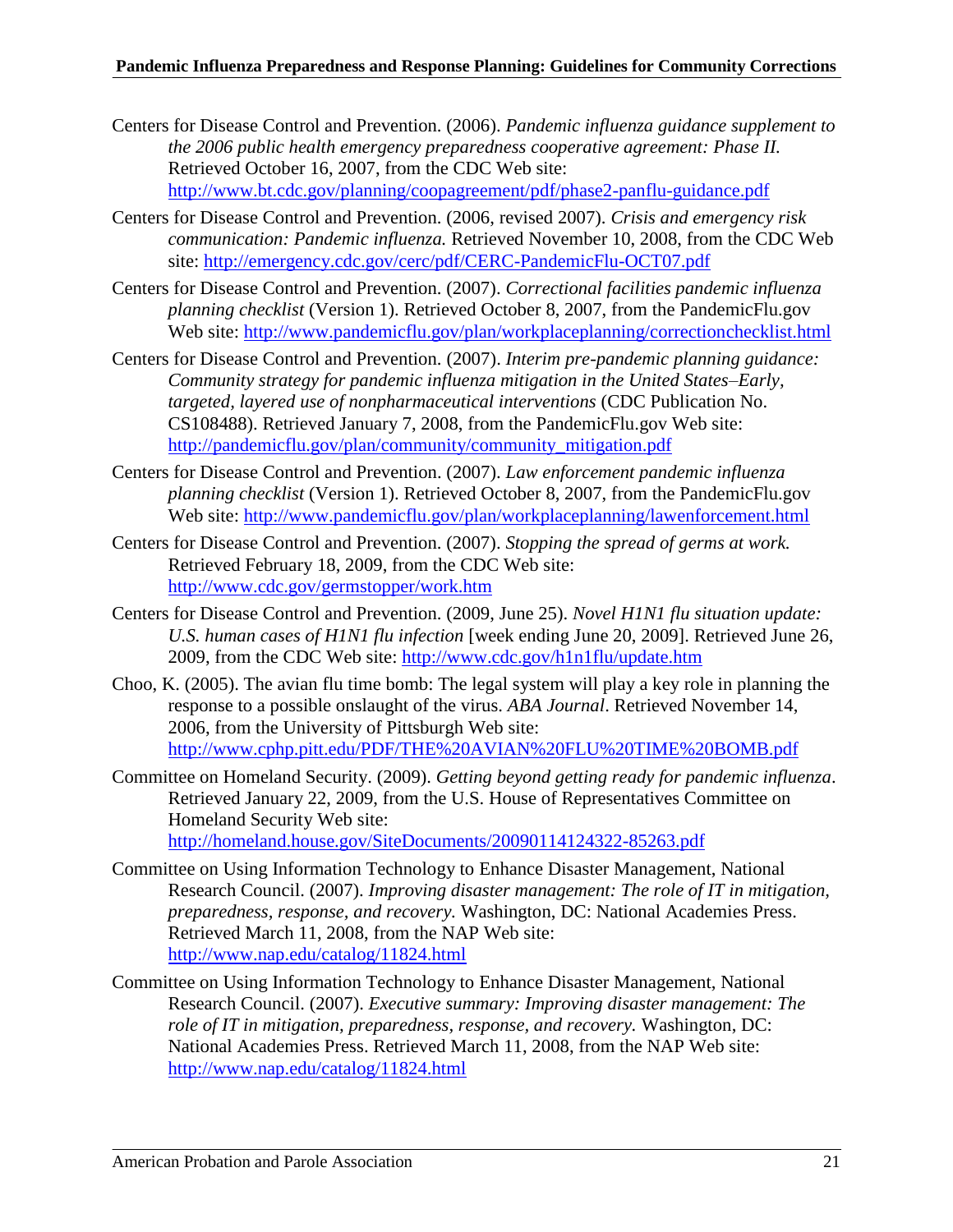Centers for Disease Control and Prevention. (2006). *Pandemic influenza guidance supplement to the 2006 public health emergency preparedness cooperative agreement: Phase II.* Retrieved October 16, 2007, from the CDC Web site: http://www.bt.cdc.gov/planning/coopagreement/pdf/phase2-panflu-guidance.pdf

Centers for Disease Control and Prevention. (2006, revised 2007). *Crisis and emergency risk communication: Pandemic influenza.* Retrieved November 10, 2008, from the CDC Web site: http://emergency.cdc.gov/cerc/pdf/CERC-PandemicFlu-OCT07.pdf

Centers for Disease Control and Prevention. (2007). *Correctional facilities pandemic influenza planning checklist* (Version 1). Retrieved October 8, 2007, from the PandemicFlu.gov Web site: http://www.pandemicflu.gov/plan/workplaceplanning/correctionchecklist.html

Centers for Disease Control and Prevention. (2007). *Interim pre-pandemic planning guidance: Community strategy for pandemic influenza mitigation in the United States–Early, targeted, layered use of nonpharmaceutical interventions* (CDC Publication No. CS108488). Retrieved January 7, 2008, from the PandemicFlu.gov Web site: http://pandemicflu.gov/plan/community/community_mitigation.pdf

Centers for Disease Control and Prevention. (2007). *Law enforcement pandemic influenza planning checklist* (Version 1). Retrieved October 8, 2007, from the PandemicFlu.gov Web site: http://www.pandemicflu.gov/plan/workplaceplanning/lawenforcement.html

Centers for Disease Control and Prevention. (2007). *Stopping the spread of germs at work.* Retrieved February 18, 2009, from the CDC Web site: http://www.cdc.gov/germstopper/work.htm

Centers for Disease Control and Prevention. (2009, June 25). *Novel H1N1 flu situation update: U.S. human cases of H1N1 flu infection* [week ending June 20, 2009]. Retrieved June 26, 2009, from the CDC Web site: http://www.cdc.gov/h1n1flu/update.htm

Choo, K. (2005). The avian flu time bomb: The legal system will play a key role in planning the response to a possible onslaught of the virus. *ABA Journal*. Retrieved November 14, 2006, from the University of Pittsburgh Web site: http://www.cphp.pitt.edu/PDF/THE%20AVIAN%20FLU%20TIME%20BOMB.pdf

Committee on Homeland Security. (2009). *Getting beyond getting ready for pandemic influenza*. Retrieved January 22, 2009, from the U.S. House of Representatives Committee on Homeland Security Web site: http://homeland.house.gov/SiteDocuments/20090114124322-85263.pdf

Committee on Using Information Technology to Enhance Disaster Management, National Research Council. (2007). *Improving disaster management: The role of IT in mitigation, preparedness, response, and recovery.* Washington, DC: National Academies Press. Retrieved March 11, 2008, from the NAP Web site: http://www.nap.edu/catalog/11824.html

Committee on Using Information Technology to Enhance Disaster Management, National Research Council. (2007). *Executive summary: Improving disaster management: The role of IT in mitigation, preparedness, response, and recovery.* Washington, DC: National Academies Press. Retrieved March 11, 2008, from the NAP Web site: http://www.nap.edu/catalog/11824.html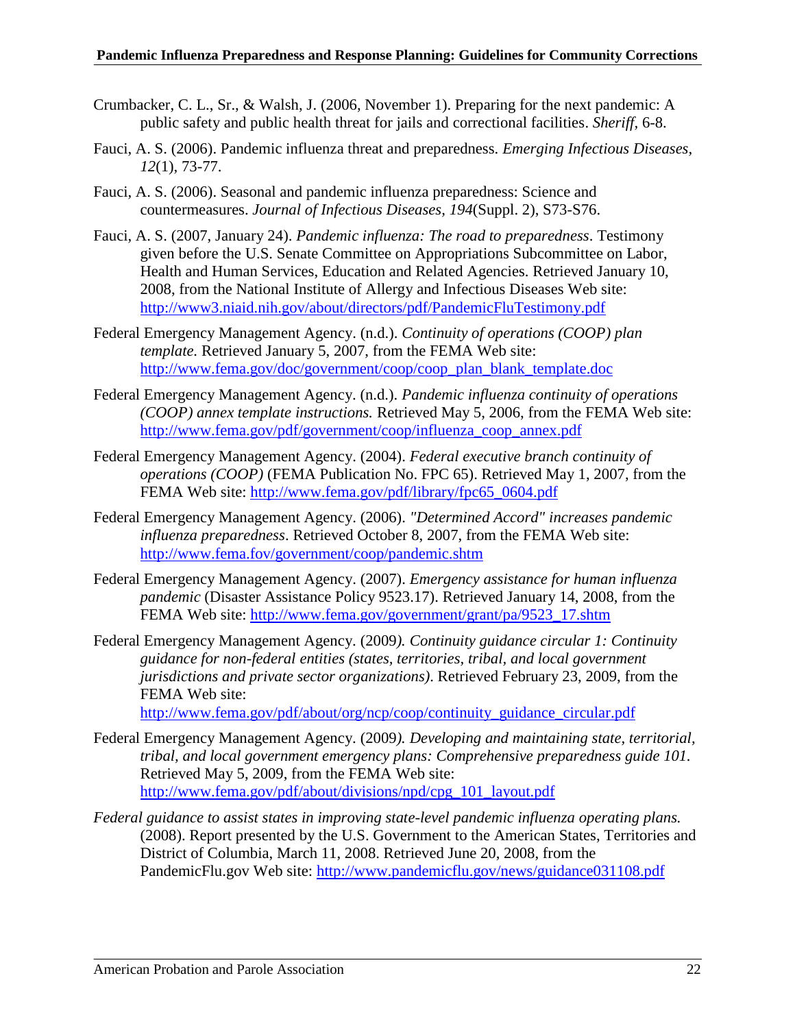Crumbacker, C. L., Sr., & Walsh, J. (2006, November 1). Preparing for the next pandemic: A public safety and public health threat for jails and correctional facilities. *Sheriff,* 6-8.

Fauci, A. S. (2006). Pandemic influenza threat and preparedness. *Emerging Infectious Diseases, 12*(1), 73-77.

Fauci, A. S. (2006). Seasonal and pandemic influenza preparedness: Science and countermeasures. *Journal of Infectious Diseases, 194*(Suppl. 2), S73-S76.

Fauci, A. S. (2007, January 24). *Pandemic influenza: The road to preparedness*. Testimony given before the U.S. Senate Committee on Appropriations Subcommittee on Labor, Health and Human Services, Education and Related Agencies. Retrieved January 10, 2008, from the National Institute of Allergy and Infectious Diseases Web site: http://www3.niaid.nih.gov/about/directors/pdf/PandemicFluTestimony.pdf

Federal Emergency Management Agency. (n.d.). *Continuity of operations (COOP) plan template.* Retrieved January 5, 2007, from the FEMA Web site: http://www.fema.gov/doc/government/coop/coop_plan_blank_template.doc

Federal Emergency Management Agency. (n.d.). *Pandemic influenza continuity of operations (COOP) annex template instructions.* Retrieved May 5, 2006, from the FEMA Web site: http://www.fema.gov/pdf/government/coop/influenza_coop_annex.pdf

Federal Emergency Management Agency. (2004). *Federal executive branch continuity of operations (COOP)* (FEMA Publication No. FPC 65). Retrieved May 1, 2007, from the FEMA Web site: http://www.fema.gov/pdf/library/fpc65_0604.pdf

Federal Emergency Management Agency. (2006). *"Determined Accord" increases pandemic influenza preparedness*. Retrieved October 8, 2007, from the FEMA Web site: http://www.fema.fov/government/coop/pandemic.shtm

Federal Emergency Management Agency. (2007). *Emergency assistance for human influenza pandemic* (Disaster Assistance Policy 9523.17). Retrieved January 14, 2008, from the FEMA Web site: http://www.fema.gov/government/grant/pa/9523_17.shtm

Federal Emergency Management Agency. (2009*). Continuity guidance circular 1: Continuity guidance for non-federal entities (states, territories, tribal, and local government jurisdictions and private sector organizations)*. Retrieved February 23, 2009, from the FEMA Web site: http://www.fema.gov/pdf/about/org/ncp/coop/continuity_guidance_circular.pdf

Federal Emergency Management Agency. (2009*). Developing and maintaining state, territorial, tribal, and local government emergency plans: Comprehensive preparedness guide 101*. Retrieved May 5, 2009, from the FEMA Web site: http://www.fema.gov/pdf/about/divisions/npd/cpg_101_layout.pdf

*Federal guidance to assist states in improving state-level pandemic influenza operating plans.* (2008). Report presented by the U.S. Government to the American States, Territories and District of Columbia, March 11, 2008. Retrieved June 20, 2008, from the PandemicFlu.gov Web site: http://www.pandemicflu.gov/news/guidance031108.pdf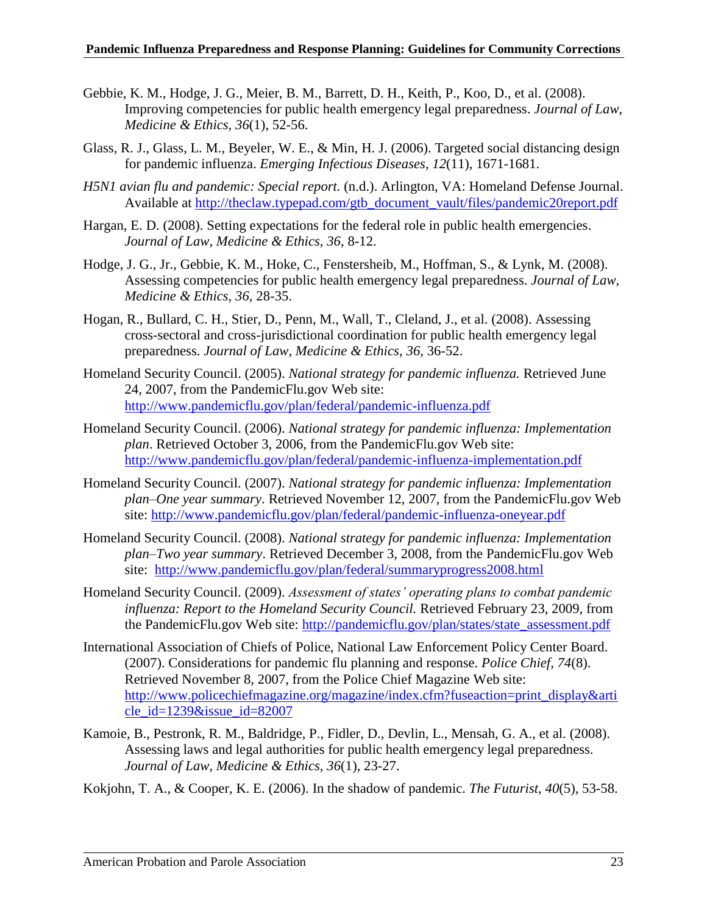Gebbie, K. M., Hodge, J. G., Meier, B. M., Barrett, D. H., Keith, P., Koo, D., et al. (2008). Improving competencies for public health emergency legal preparedness. *Journal of Law, Medicine & Ethics*, *36*(1), 52-56.

Glass, R. J., Glass, L. M., Beyeler, W. E., & Min, H. J. (2006). Targeted social distancing design for pandemic influenza. *Emerging Infectious Diseases, 12*(11), 1671-1681.

*H5N1 avian flu and pandemic: Special report.* (n.d.). Arlington, VA: Homeland Defense Journal. Available at http://theclaw.typepad.com/gtb_document_vault/files/pandemic20report.pdf

Hargan, E. D. (2008). Setting expectations for the federal role in public health emergencies. *Journal of Law, Medicine & Ethics, 36*, 8-12.

Hodge, J. G., Jr., Gebbie, K. M., Hoke, C., Fenstersheib, M., Hoffman, S., & Lynk, M. (2008). Assessing competencies for public health emergency legal preparedness. *Journal of Law, Medicine & Ethics, 36*, 28-35.

Hogan, R., Bullard, C. H., Stier, D., Penn, M., Wall, T., Cleland, J., et al. (2008). Assessing cross-sectoral and cross-jurisdictional coordination for public health emergency legal preparedness. *Journal of Law, Medicine & Ethics*, *36*, 36-52.

Homeland Security Council. (2005). *National strategy for pandemic influenza.* Retrieved June 24, 2007, from the PandemicFlu.gov Web site: http://www.pandemicflu.gov/plan/federal/pandemic-influenza.pdf

Homeland Security Council. (2006). *National strategy for pandemic influenza: Implementation plan*. Retrieved October 3, 2006, from the PandemicFlu.gov Web site: http://www.pandemicflu.gov/plan/federal/pandemic-influenza-implementation.pdf

Homeland Security Council. (2007). *National strategy for pandemic influenza: Implementation plan–One year summary*. Retrieved November 12, 2007, from the PandemicFlu.gov Web site: http://www.pandemicflu.gov/plan/federal/pandemic-influenza-oneyear.pdf

Homeland Security Council. (2008). *National strategy for pandemic influenza: Implementation plan–Two year summary*. Retrieved December 3, 2008, from the PandemicFlu.gov Web site: http://www.pandemicflu.gov/plan/federal/summaryprogress2008.html

Homeland Security Council. (2009). *Assessment of states' operating plans to combat pandemic influenza: Report to the Homeland Security Council.* Retrieved February 23, 2009, from the PandemicFlu.gov Web site: http://pandemicflu.gov/plan/states/state_assessment.pdf

International Association of Chiefs of Police, National Law Enforcement Policy Center Board. (2007). Considerations for pandemic flu planning and response. *Police Chief, 74*(8). Retrieved November 8, 2007, from the Police Chief Magazine Web site: http://www.policechiefmagazine.org/magazine/index.cfm?fuseaction=print_display&article_id=1239&issue_id=82007

Kamoie, B., Pestronk, R. M., Baldridge, P., Fidler, D., Devlin, L., Mensah, G. A., et al. (2008). Assessing laws and legal authorities for public health emergency legal preparedness. *Journal of Law, Medicine & Ethics, 36*(1), 23-27.

Kokjohn, T. A., & Cooper, K. E. (2006). In the shadow of pandemic. *The Futurist*, *40*(5), 53-58.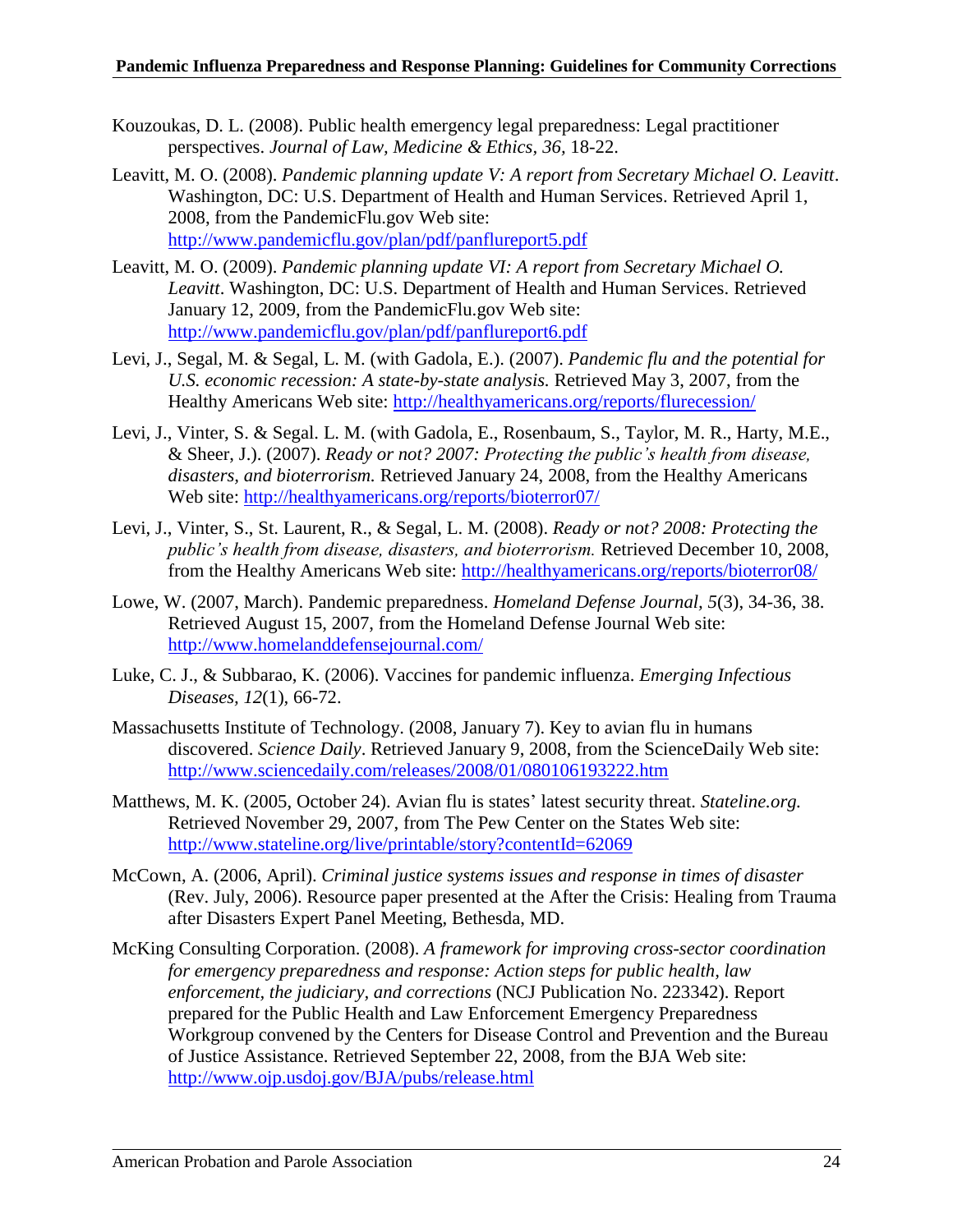Kouzoukas, D. L. (2008). Public health emergency legal preparedness: Legal practitioner perspectives. *Journal of Law, Medicine & Ethics, 36,* 18-22.

Leavitt, M. O. (2008). *Pandemic planning update V: A report from Secretary Michael O. Leavitt*. Washington, DC: U.S. Department of Health and Human Services. Retrieved April 1, 2008, from the PandemicFlu.gov Web site: http://www.pandemicflu.gov/plan/pdf/panflureport5.pdf

Leavitt, M. O. (2009). *Pandemic planning update VI: A report from Secretary Michael O. Leavitt*. Washington, DC: U.S. Department of Health and Human Services. Retrieved January 12, 2009, from the PandemicFlu.gov Web site: http://www.pandemicflu.gov/plan/pdf/panflureport6.pdf

Levi, J., Segal, M. & Segal, L. M. (with Gadola, E.). (2007). *Pandemic flu and the potential for U.S. economic recession: A state-by-state analysis.* Retrieved May 3, 2007, from the Healthy Americans Web site: http://healthyamericans.org/reports/flurecession/

Levi, J., Vinter, S. & Segal. L. M. (with Gadola, E., Rosenbaum, S., Taylor, M. R., Harty, M.E., & Sheer, J.). (2007). *Ready or not? 2007: Protecting the public's health from disease, disasters, and bioterrorism.* Retrieved January 24, 2008, from the Healthy Americans Web site: http://healthyamericans.org/reports/bioterror07/

Levi, J., Vinter, S., St. Laurent, R., & Segal, L. M. (2008). *Ready or not? 2008: Protecting the public's health from disease, disasters, and bioterrorism.* Retrieved December 10, 2008, from the Healthy Americans Web site: http://healthyamericans.org/reports/bioterror08/

Lowe, W. (2007, March). Pandemic preparedness. *Homeland Defense Journal, 5*(3), 34-36, 38. Retrieved August 15, 2007, from the Homeland Defense Journal Web site: http://www.homelanddefensejournal.com/

Luke, C. J., & Subbarao, K. (2006). Vaccines for pandemic influenza. *Emerging Infectious Diseases, 12*(1), 66-72.

Massachusetts Institute of Technology. (2008, January 7). Key to avian flu in humans discovered. *Science Daily*. Retrieved January 9, 2008, from the ScienceDaily Web site: http://www.sciencedaily.com/releases/2008/01/080106193222.htm

Matthews, M. K. (2005, October 24). Avian flu is states' latest security threat. *Stateline.org.* Retrieved November 29, 2007, from The Pew Center on the States Web site: http://www.stateline.org/live/printable/story?contentId=62069

McCown, A. (2006, April). *Criminal justice systems issues and response in times of disaster* (Rev. July, 2006). Resource paper presented at the After the Crisis: Healing from Trauma after Disasters Expert Panel Meeting, Bethesda, MD.

McKing Consulting Corporation. (2008). *A framework for improving cross-sector coordination for emergency preparedness and response: Action steps for public health, law enforcement, the judiciary, and corrections* (NCJ Publication No. 223342). Report prepared for the Public Health and Law Enforcement Emergency Preparedness Workgroup convened by the Centers for Disease Control and Prevention and the Bureau of Justice Assistance. Retrieved September 22, 2008, from the BJA Web site: http://www.ojp.usdoj.gov/BJA/pubs/release.html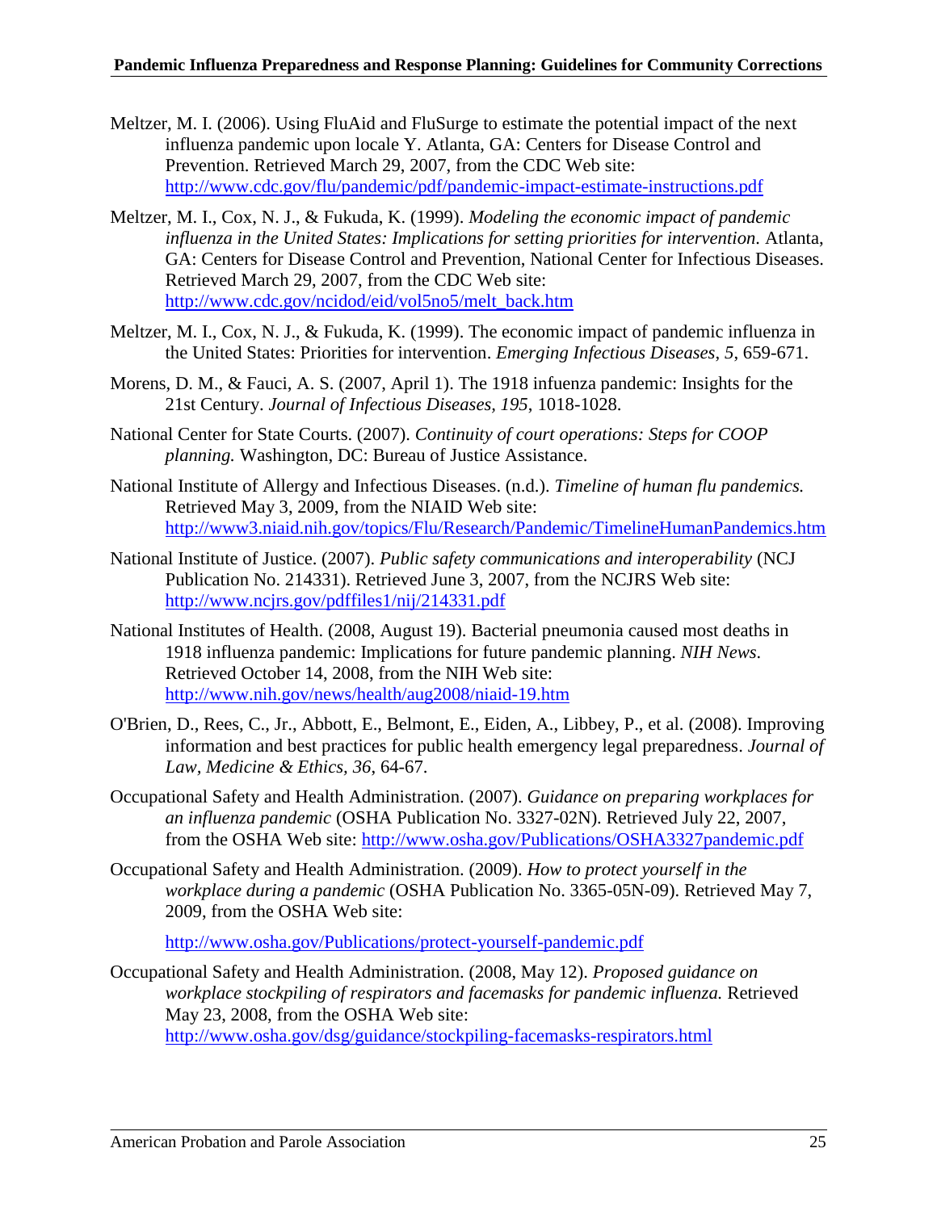Meltzer, M. I. (2006). Using FluAid and FluSurge to estimate the potential impact of the next influenza pandemic upon locale Y. Atlanta, GA: Centers for Disease Control and Prevention. Retrieved March 29, 2007, from the CDC Web site: http://www.cdc.gov/flu/pandemic/pdf/pandemic-impact-estimate-instructions.pdf

Meltzer, M. I., Cox, N. J., & Fukuda, K. (1999). *Modeling the economic impact of pandemic influenza in the United States: Implications for setting priorities for intervention.* Atlanta, GA: Centers for Disease Control and Prevention, National Center for Infectious Diseases. Retrieved March 29, 2007, from the CDC Web site: http://www.cdc.gov/ncidod/eid/vol5no5/melt_back.htm

Meltzer, M. I., Cox, N. J., & Fukuda, K. (1999). The economic impact of pandemic influenza in the United States: Priorities for intervention. *Emerging Infectious Diseases*, *5*, 659-671.

Morens, D. M., & Fauci, A. S. (2007, April 1). The 1918 infuenza pandemic: Insights for the 21st Century. *Journal of Infectious Diseases, 195*, 1018-1028.

National Center for State Courts. (2007). *Continuity of court operations: Steps for COOP planning.* Washington, DC: Bureau of Justice Assistance.

National Institute of Allergy and Infectious Diseases. (n.d.). *Timeline of human flu pandemics.* Retrieved May 3, 2009, from the NIAID Web site: http://www3.niaid.nih.gov/topics/Flu/Research/Pandemic/TimelineHumanPandemics.htm

National Institute of Justice. (2007). *Public safety communications and interoperability* (NCJ Publication No. 214331). Retrieved June 3, 2007, from the NCJRS Web site: http://www.ncjrs.gov/pdffiles1/nij/214331.pdf

National Institutes of Health. (2008, August 19). Bacterial pneumonia caused most deaths in 1918 influenza pandemic: Implications for future pandemic planning. *NIH News*. Retrieved October 14, 2008, from the NIH Web site: http://www.nih.gov/news/health/aug2008/niaid-19.htm

O'Brien, D., Rees, C., Jr., Abbott, E., Belmont, E., Eiden, A., Libbey, P., et al. (2008). Improving information and best practices for public health emergency legal preparedness. *Journal of Law, Medicine & Ethics, 36*, 64-67.

Occupational Safety and Health Administration. (2007). *Guidance on preparing workplaces for an influenza pandemic* (OSHA Publication No. 3327-02N). Retrieved July 22, 2007, from the OSHA Web site: http://www.osha.gov/Publications/OSHA3327pandemic.pdf

Occupational Safety and Health Administration. (2009). *How to protect yourself in the workplace during a pandemic* (OSHA Publication No. 3365-05N-09). Retrieved May 7, 2009, from the OSHA Web site:

http://www.osha.gov/Publications/protect-yourself-pandemic.pdf

Occupational Safety and Health Administration. (2008, May 12). *Proposed guidance on workplace stockpiling of respirators and facemasks for pandemic influenza.* Retrieved May 23, 2008, from the OSHA Web site: http://www.osha.gov/dsg/guidance/stockpiling-facemasks-respirators.html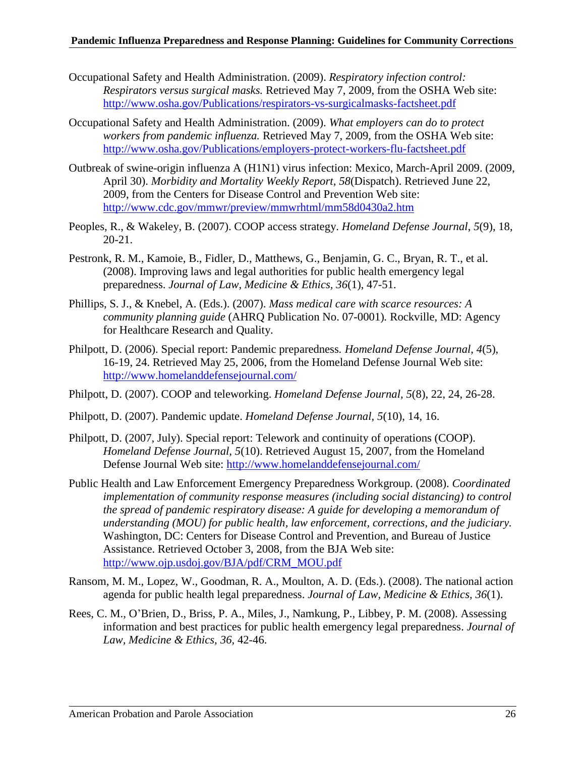Occupational Safety and Health Administration. (2009). *Respiratory infection control: Respirators versus surgical masks.* Retrieved May 7, 2009, from the OSHA Web site: http://www.osha.gov/Publications/respirators-vs-surgicalmasks-factsheet.pdf

Occupational Safety and Health Administration. (2009). *What employers can do to protect workers from pandemic influenza.* Retrieved May 7, 2009, from the OSHA Web site: http://www.osha.gov/Publications/employers-protect-workers-flu-factsheet.pdf

Outbreak of swine-origin influenza A (H1N1) virus infection: Mexico, March-April 2009. (2009, April 30). *Morbidity and Mortality Weekly Report, 58*(Dispatch). Retrieved June 22, 2009, from the Centers for Disease Control and Prevention Web site: http://www.cdc.gov/mmwr/preview/mmwrhtml/mm58d0430a2.htm

Peoples, R., & Wakeley, B. (2007). COOP access strategy. *Homeland Defense Journal*, *5*(9), 18, 20-21.

Pestronk, R. M., Kamoie, B., Fidler, D., Matthews, G., Benjamin, G. C., Bryan, R. T., et al. (2008). Improving laws and legal authorities for public health emergency legal preparedness. *Journal of Law, Medicine & Ethics, 36*(1), 47-51.

Phillips, S. J., & Knebel, A. (Eds.). (2007). *Mass medical care with scarce resources: A community planning guide* (AHRQ Publication No. 07-0001). Rockville, MD: Agency for Healthcare Research and Quality.

Philpott, D. (2006). Special report: Pandemic preparedness. *Homeland Defense Journal, 4*(5), 16-19, 24. Retrieved May 25, 2006, from the Homeland Defense Journal Web site: http://www.homelanddefensejournal.com/

Philpott, D. (2007). COOP and teleworking. *Homeland Defense Journal, 5*(8), 22, 24, 26-28.

Philpott, D. (2007). Pandemic update. *Homeland Defense Journal*, *5*(10), 14, 16.

Philpott, D. (2007, July). Special report: Telework and continuity of operations (COOP). *Homeland Defense Journal, 5*(10). Retrieved August 15, 2007, from the Homeland Defense Journal Web site: http://www.homelanddefensejournal.com/

Public Health and Law Enforcement Emergency Preparedness Workgroup. (2008). *Coordinated implementation of community response measures (including social distancing) to control the spread of pandemic respiratory disease: A guide for developing a memorandum of understanding (MOU) for public health, law enforcement, corrections, and the judiciary.* Washington, DC: Centers for Disease Control and Prevention, and Bureau of Justice Assistance. Retrieved October 3, 2008, from the BJA Web site: http://www.ojp.usdoj.gov/BJA/pdf/CRM_MOU.pdf

Ransom, M. M., Lopez, W., Goodman, R. A., Moulton, A. D. (Eds.). (2008). The national action agenda for public health legal preparedness. *Journal of Law, Medicine & Ethics, 36*(1).

Rees, C. M., O'Brien, D., Briss, P. A., Miles, J., Namkung, P., Libbey, P. M. (2008). Assessing information and best practices for public health emergency legal preparedness. *Journal of Law, Medicine & Ethics, 36*, 42-46.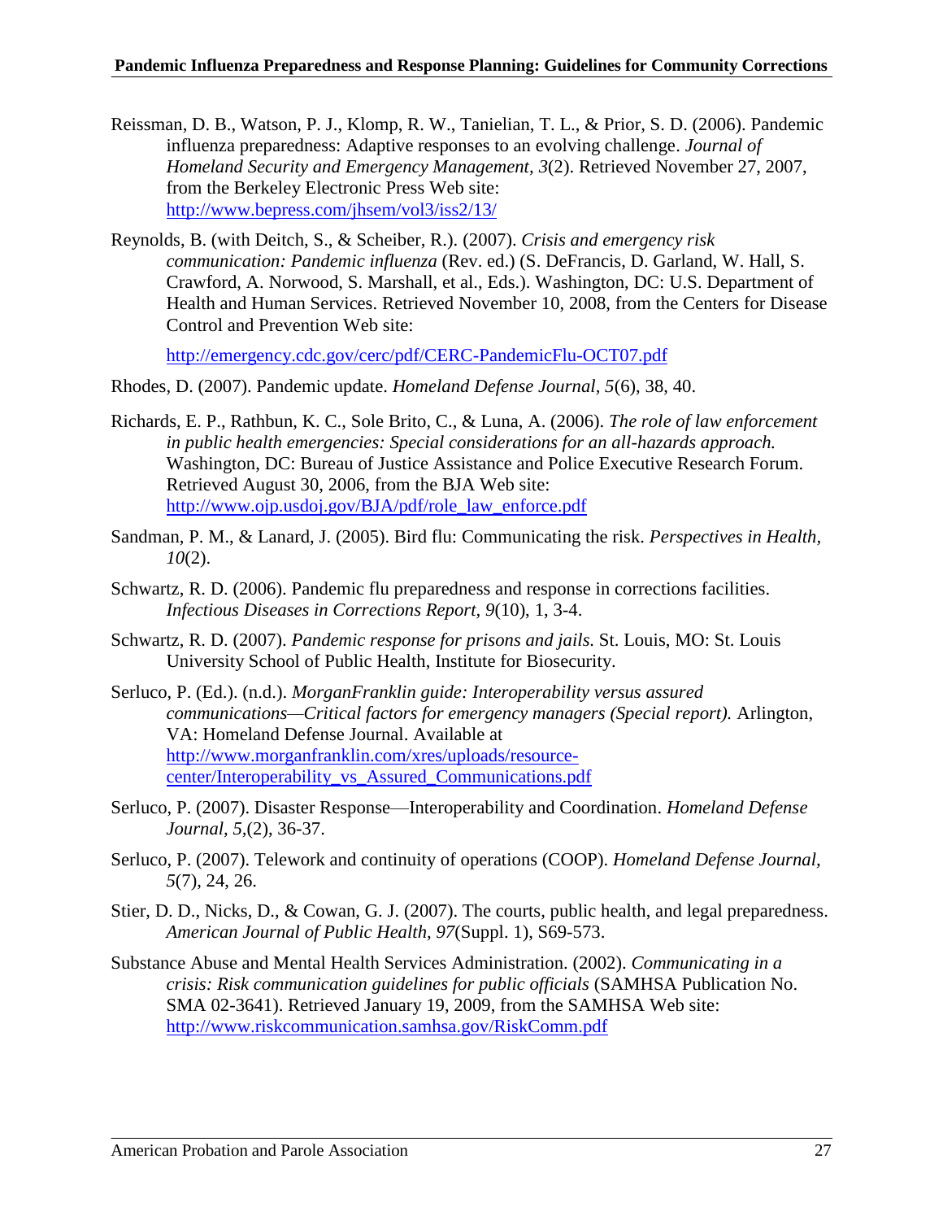Reissman, D. B., Watson, P. J., Klomp, R. W., Tanielian, T. L., & Prior, S. D. (2006). Pandemic influenza preparedness: Adaptive responses to an evolving challenge. *Journal of Homeland Security and Emergency Management, 3*(2). Retrieved November 27, 2007, from the Berkeley Electronic Press Web site: http://www.bepress.com/jhsem/vol3/iss2/13/

Reynolds, B. (with Deitch, S., & Scheiber, R.). (2007). *Crisis and emergency risk communication: Pandemic influenza* (Rev. ed.) (S. DeFrancis, D. Garland, W. Hall, S. Crawford, A. Norwood, S. Marshall, et al., Eds.). Washington, DC: U.S. Department of Health and Human Services. Retrieved November 10, 2008, from the Centers for Disease Control and Prevention Web site:

http://emergency.cdc.gov/cerc/pdf/CERC-PandemicFlu-OCT07.pdf

Rhodes, D. (2007). Pandemic update. *Homeland Defense Journal, 5*(6), 38, 40.

Richards, E. P., Rathbun, K. C., Sole Brito, C., & Luna, A. (2006). *The role of law enforcement in public health emergencies: Special considerations for an all-hazards approach.* Washington, DC: Bureau of Justice Assistance and Police Executive Research Forum. Retrieved August 30, 2006, from the BJA Web site: http://www.ojp.usdoj.gov/BJA/pdf/role_law_enforce.pdf

Sandman, P. M., & Lanard, J. (2005). Bird flu: Communicating the risk. *Perspectives in Health, 10*(2).

Schwartz, R. D. (2006). Pandemic flu preparedness and response in corrections facilities. *Infectious Diseases in Corrections Report, 9*(10), 1, 3-4.

Schwartz, R. D. (2007). *Pandemic response for prisons and jails.* St. Louis, MO: St. Louis University School of Public Health, Institute for Biosecurity.

Serluco, P. (Ed.). (n.d.). *MorganFranklin guide: Interoperability versus assured communications—Critical factors for emergency managers (Special report).* Arlington, VA: Homeland Defense Journal. Available at http://www.morganfranklin.com/xres/uploads/resource-center/Interoperability_vs_Assured_Communications.pdf

Serluco, P. (2007). Disaster Response—Interoperability and Coordination. *Homeland Defense Journal*, *5*,(2), 36-37.

Serluco, P. (2007). Telework and continuity of operations (COOP). *Homeland Defense Journal, 5*(7), 24, 26.

Stier, D. D., Nicks, D., & Cowan, G. J. (2007). The courts, public health, and legal preparedness. *American Journal of Public Health, 97*(Suppl. 1), S69-573.

Substance Abuse and Mental Health Services Administration. (2002). *Communicating in a crisis: Risk communication guidelines for public officials* (SAMHSA Publication No. SMA 02-3641). Retrieved January 19, 2009, from the SAMHSA Web site: http://www.riskcommunication.samhsa.gov/RiskComm.pdf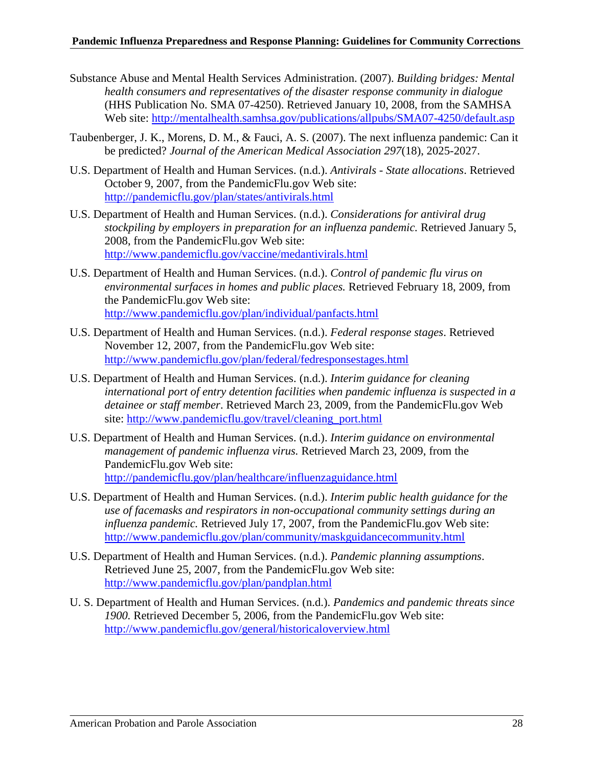Substance Abuse and Mental Health Services Administration. (2007). *Building bridges: Mental health consumers and representatives of the disaster response community in dialogue* (HHS Publication No. SMA 07-4250). Retrieved January 10, 2008, from the SAMHSA Web site: http://mentalhealth.samhsa.gov/publications/allpubs/SMA07-4250/default.asp

Taubenberger, J. K., Morens, D. M., & Fauci, A. S. (2007). The next influenza pandemic: Can it be predicted? *Journal of the American Medical Association 297*(18), 2025-2027.

U.S. Department of Health and Human Services. (n.d.). *Antivirals - State allocations*. Retrieved October 9, 2007, from the PandemicFlu.gov Web site: http://pandemicflu.gov/plan/states/antivirals.html

U.S. Department of Health and Human Services. (n.d.). *Considerations for antiviral drug stockpiling by employers in preparation for an influenza pandemic.* Retrieved January 5, 2008, from the PandemicFlu.gov Web site: http://www.pandemicflu.gov/vaccine/medantivirals.html

U.S. Department of Health and Human Services. (n.d.). *Control of pandemic flu virus on environmental surfaces in homes and public places.* Retrieved February 18, 2009, from the PandemicFlu.gov Web site: http://www.pandemicflu.gov/plan/individual/panfacts.html

U.S. Department of Health and Human Services. (n.d.). *Federal response stages*. Retrieved November 12, 2007, from the PandemicFlu.gov Web site: http://www.pandemicflu.gov/plan/federal/fedresponsestages.html

U.S. Department of Health and Human Services. (n.d.). *Interim guidance for cleaning international port of entry detention facilities when pandemic influenza is suspected in a detainee or staff member*. Retrieved March 23, 2009, from the PandemicFlu.gov Web site: http://www.pandemicflu.gov/travel/cleaning_port.html

U.S. Department of Health and Human Services. (n.d.). *Interim guidance on environmental management of pandemic influenza virus.* Retrieved March 23, 2009, from the PandemicFlu.gov Web site: http://pandemicflu.gov/plan/healthcare/influenzaguidance.html

U.S. Department of Health and Human Services. (n.d.). *Interim public health guidance for the use of facemasks and respirators in non-occupational community settings during an influenza pandemic.* Retrieved July 17, 2007, from the PandemicFlu.gov Web site: http://www.pandemicflu.gov/plan/community/maskguidancecommunity.html

U.S. Department of Health and Human Services. (n.d.). *Pandemic planning assumptions*. Retrieved June 25, 2007, from the PandemicFlu.gov Web site: http://www.pandemicflu.gov/plan/pandplan.html

U. S. Department of Health and Human Services. (n.d.). *Pandemics and pandemic threats since 1900.* Retrieved December 5, 2006, from the PandemicFlu.gov Web site: http://www.pandemicflu.gov/general/historicaloverview.html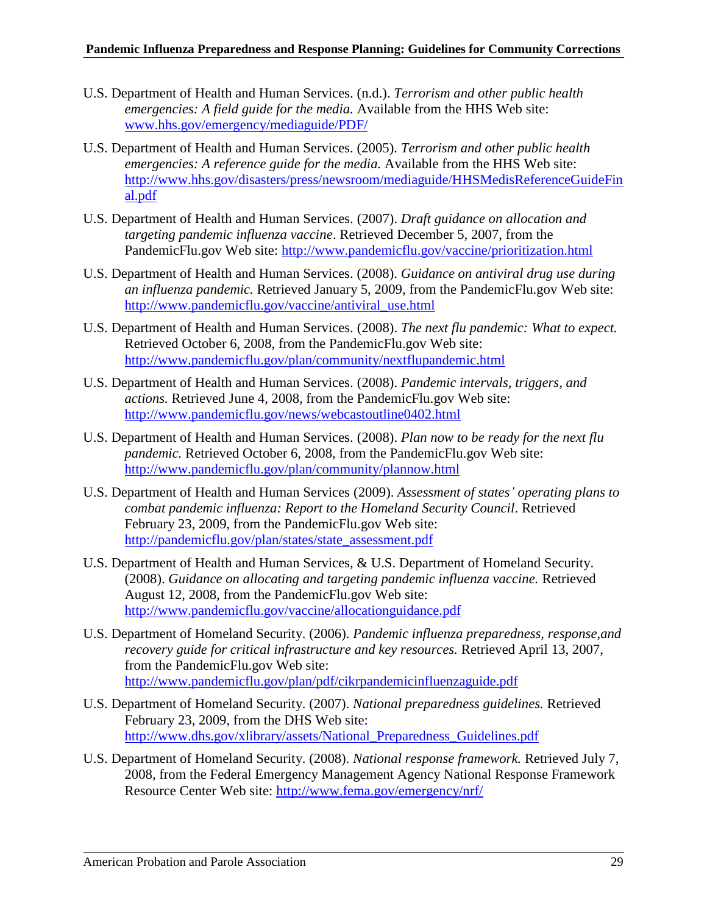U.S. Department of Health and Human Services. (n.d.). *Terrorism and other public health emergencies: A field guide for the media.* Available from the HHS Web site: www.hhs.gov/emergency/mediaguide/PDF/

U.S. Department of Health and Human Services. (2005). *Terrorism and other public health emergencies: A reference guide for the media.* Available from the HHS Web site: http://www.hhs.gov/disasters/press/newsroom/mediaguide/HHSMedisReferenceGuideFinal.pdf

U.S. Department of Health and Human Services. (2007). *Draft guidance on allocation and targeting pandemic influenza vaccine*. Retrieved December 5, 2007, from the PandemicFlu.gov Web site: http://www.pandemicflu.gov/vaccine/prioritization.html

U.S. Department of Health and Human Services. (2008). *Guidance on antiviral drug use during an influenza pandemic.* Retrieved January 5, 2009, from the PandemicFlu.gov Web site: http://www.pandemicflu.gov/vaccine/antiviral_use.html

U.S. Department of Health and Human Services. (2008). *The next flu pandemic: What to expect.* Retrieved October 6, 2008, from the PandemicFlu.gov Web site: http://www.pandemicflu.gov/plan/community/nextflupandemic.html

U.S. Department of Health and Human Services. (2008). *Pandemic intervals, triggers, and actions.* Retrieved June 4, 2008, from the PandemicFlu.gov Web site: http://www.pandemicflu.gov/news/webcastoutline0402.html

U.S. Department of Health and Human Services. (2008). *Plan now to be ready for the next flu pandemic.* Retrieved October 6, 2008, from the PandemicFlu.gov Web site: http://www.pandemicflu.gov/plan/community/plannow.html

U.S. Department of Health and Human Services (2009). *Assessment of states' operating plans to combat pandemic influenza: Report to the Homeland Security Council*. Retrieved February 23, 2009, from the PandemicFlu.gov Web site: http://pandemicflu.gov/plan/states/state_assessment.pdf

U.S. Department of Health and Human Services, & U.S. Department of Homeland Security. (2008). *Guidance on allocating and targeting pandemic influenza vaccine.* Retrieved August 12, 2008, from the PandemicFlu.gov Web site: http://www.pandemicflu.gov/vaccine/allocationguidance.pdf

U.S. Department of Homeland Security. (2006). *Pandemic influenza preparedness, response,and recovery guide for critical infrastructure and key resources.* Retrieved April 13, 2007, from the PandemicFlu.gov Web site: http://www.pandemicflu.gov/plan/pdf/cikrpandemicinfluenzaguide.pdf

U.S. Department of Homeland Security. (2007). *National preparedness guidelines.* Retrieved February 23, 2009, from the DHS Web site: http://www.dhs.gov/xlibrary/assets/National_Preparedness_Guidelines.pdf

U.S. Department of Homeland Security. (2008). *National response framework.* Retrieved July 7, 2008, from the Federal Emergency Management Agency National Response Framework Resource Center Web site: http://www.fema.gov/emergency/nrf/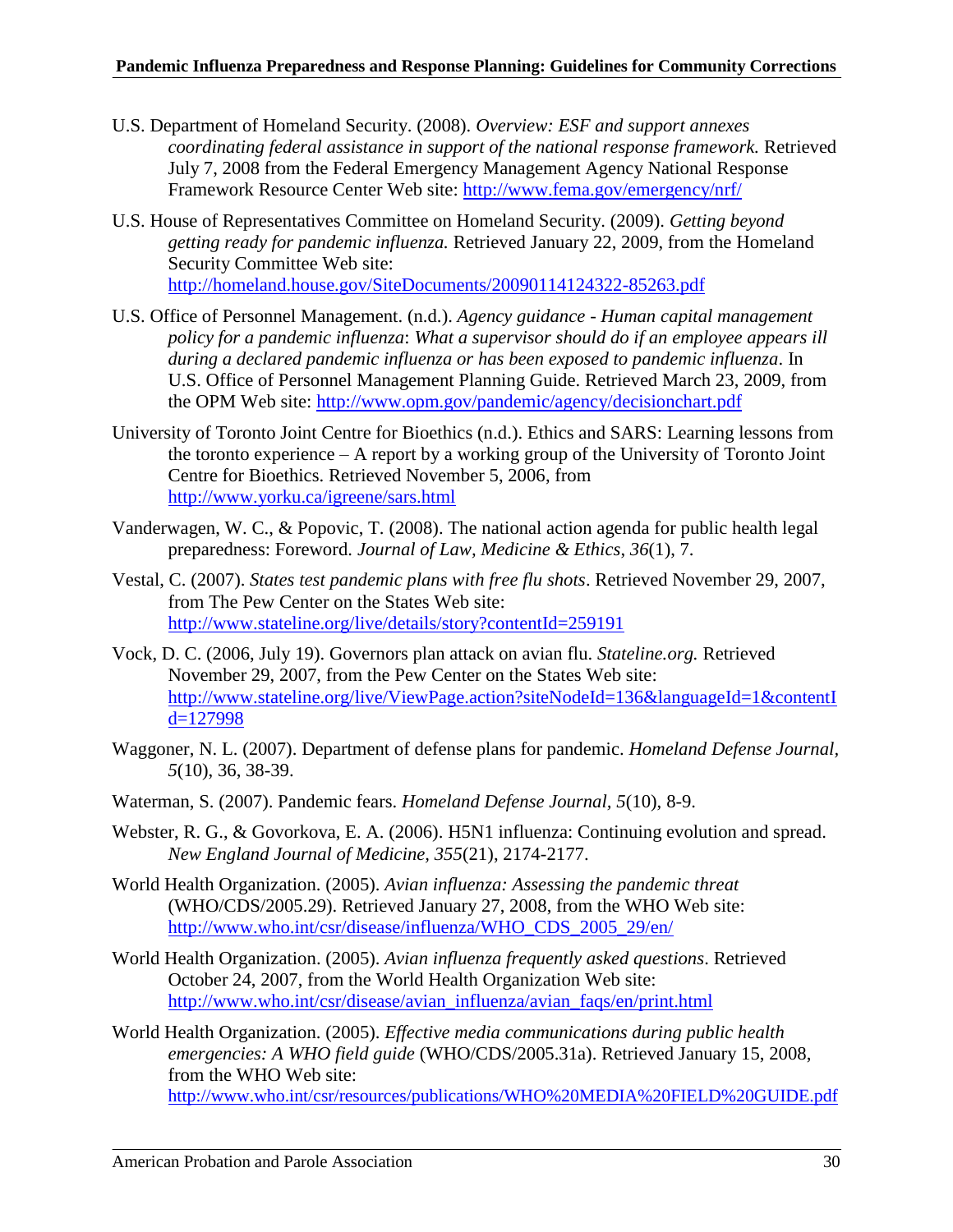U.S. Department of Homeland Security. (2008). *Overview: ESF and support annexes coordinating federal assistance in support of the national response framework.* Retrieved July 7, 2008 from the Federal Emergency Management Agency National Response Framework Resource Center Web site: http://www.fema.gov/emergency/nrf/

U.S. House of Representatives Committee on Homeland Security. (2009). *Getting beyond getting ready for pandemic influenza.* Retrieved January 22, 2009, from the Homeland Security Committee Web site: http://homeland.house.gov/SiteDocuments/20090114124322-85263.pdf

U.S. Office of Personnel Management. (n.d.). *Agency guidance - Human capital management policy for a pandemic influenza*: *What a supervisor should do if an employee appears ill during a declared pandemic influenza or has been exposed to pandemic influenza*. In U.S. Office of Personnel Management Planning Guide. Retrieved March 23, 2009, from the OPM Web site: http://www.opm.gov/pandemic/agency/decisionchart.pdf

University of Toronto Joint Centre for Bioethics (n.d.). Ethics and SARS: Learning lessons from the toronto experience – A report by a working group of the University of Toronto Joint Centre for Bioethics. Retrieved November 5, 2006, from http://www.yorku.ca/igreene/sars.html

Vanderwagen, W. C., & Popovic, T. (2008). The national action agenda for public health legal preparedness: Foreword. *Journal of Law, Medicine & Ethics, 36*(1), 7.

Vestal, C. (2007). *States test pandemic plans with free flu shots*. Retrieved November 29, 2007, from The Pew Center on the States Web site: http://www.stateline.org/live/details/story?contentId=259191

Vock, D. C. (2006, July 19). Governors plan attack on avian flu. *Stateline.org.* Retrieved November 29, 2007, from the Pew Center on the States Web site: http://www.stateline.org/live/ViewPage.action?siteNodeId=136&languageId=1&contentId=127998

Waggoner, N. L. (2007). Department of defense plans for pandemic. *Homeland Defense Journal, 5*(10), 36, 38-39.

Waterman, S. (2007). Pandemic fears. *Homeland Defense Journal, 5*(10), 8-9.

Webster, R. G., & Govorkova, E. A. (2006). H5N1 influenza: Continuing evolution and spread. *New England Journal of Medicine, 355*(21), 2174-2177.

World Health Organization. (2005). *Avian influenza: Assessing the pandemic threat* (WHO/CDS/2005.29). Retrieved January 27, 2008, from the WHO Web site: http://www.who.int/csr/disease/influenza/WHO_CDS_2005_29/en/

World Health Organization. (2005). *Avian influenza frequently asked questions*. Retrieved October 24, 2007, from the World Health Organization Web site: http://www.who.int/csr/disease/avian_influenza/avian_faqs/en/print.html

World Health Organization. (2005). *Effective media communications during public health emergencies: A WHO field guide* (WHO/CDS/2005.31a). Retrieved January 15, 2008, from the WHO Web site: http://www.who.int/csr/resources/publications/WHO%20MEDIA%20FIELD%20GUIDE.pdf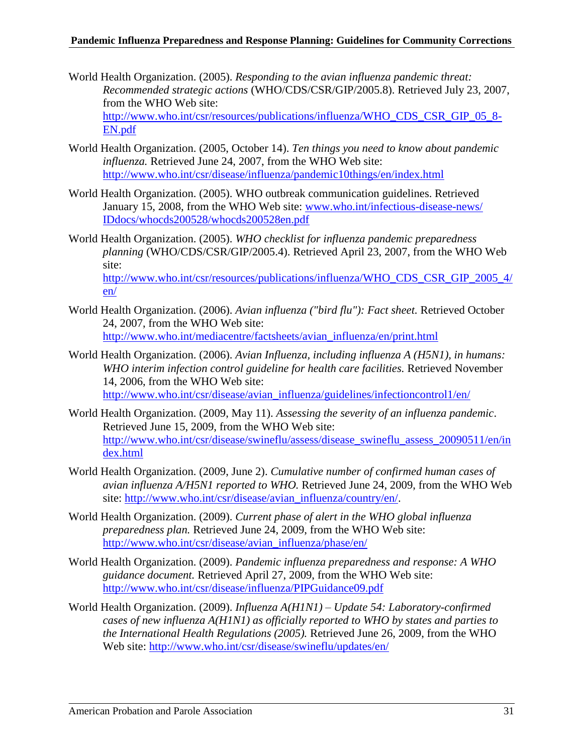World Health Organization. (2005). *Responding to the avian influenza pandemic threat: Recommended strategic actions* (WHO/CDS/CSR/GIP/2005.8). Retrieved July 23, 2007, from the WHO Web site: http://www.who.int/csr/resources/publications/influenza/WHO_CDS_CSR_GIP_05_8-EN.pdf

World Health Organization. (2005, October 14). *Ten things you need to know about pandemic influenza.* Retrieved June 24, 2007, from the WHO Web site: http://www.who.int/csr/disease/influenza/pandemic10things/en/index.html

World Health Organization. (2005). WHO outbreak communication guidelines. Retrieved January 15, 2008, from the WHO Web site: www.who.int/infectious-disease-news/IDdocs/whocds200528/whocds200528en.pdf

World Health Organization. (2005). *WHO checklist for influenza pandemic preparedness planning* (WHO/CDS/CSR/GIP/2005.4). Retrieved April 23, 2007, from the WHO Web site: http://www.who.int/csr/resources/publications/influenza/WHO_CDS_CSR_GIP_2005_4/en/

World Health Organization. (2006). *Avian influenza ("bird flu"): Fact sheet.* Retrieved October 24, 2007, from the WHO Web site: http://www.who.int/mediacentre/factsheets/avian_influenza/en/print.html

World Health Organization. (2006). *Avian Influenza, including influenza A (H5N1), in humans: WHO interim infection control guideline for health care facilities.* Retrieved November 14, 2006, from the WHO Web site: http://www.who.int/csr/disease/avian_influenza/guidelines/infectioncontrol1/en/

World Health Organization. (2009, May 11). *Assessing the severity of an influenza pandemic*. Retrieved June 15, 2009, from the WHO Web site: http://www.who.int/csr/disease/swineflu/assess/disease_swineflu_assess_20090511/en/index.html

World Health Organization. (2009, June 2). *Cumulative number of confirmed human cases of avian influenza A/H5N1 reported to WHO.* Retrieved June 24, 2009, from the WHO Web site: http://www.who.int/csr/disease/avian_influenza/country/en/.

World Health Organization. (2009). *Current phase of alert in the WHO global influenza preparedness plan.* Retrieved June 24, 2009, from the WHO Web site: http://www.who.int/csr/disease/avian_influenza/phase/en/

World Health Organization. (2009). *Pandemic influenza preparedness and response: A WHO guidance document.* Retrieved April 27, 2009, from the WHO Web site: http://www.who.int/csr/disease/influenza/PIPGuidance09.pdf

World Health Organization. (2009). *Influenza A(H1N1) – Update 54: Laboratory-confirmed cases of new influenza A(H1N1) as officially reported to WHO by states and parties to the International Health Regulations (2005).* Retrieved June 26, 2009, from the WHO Web site: http://www.who.int/csr/disease/swineflu/updates/en/